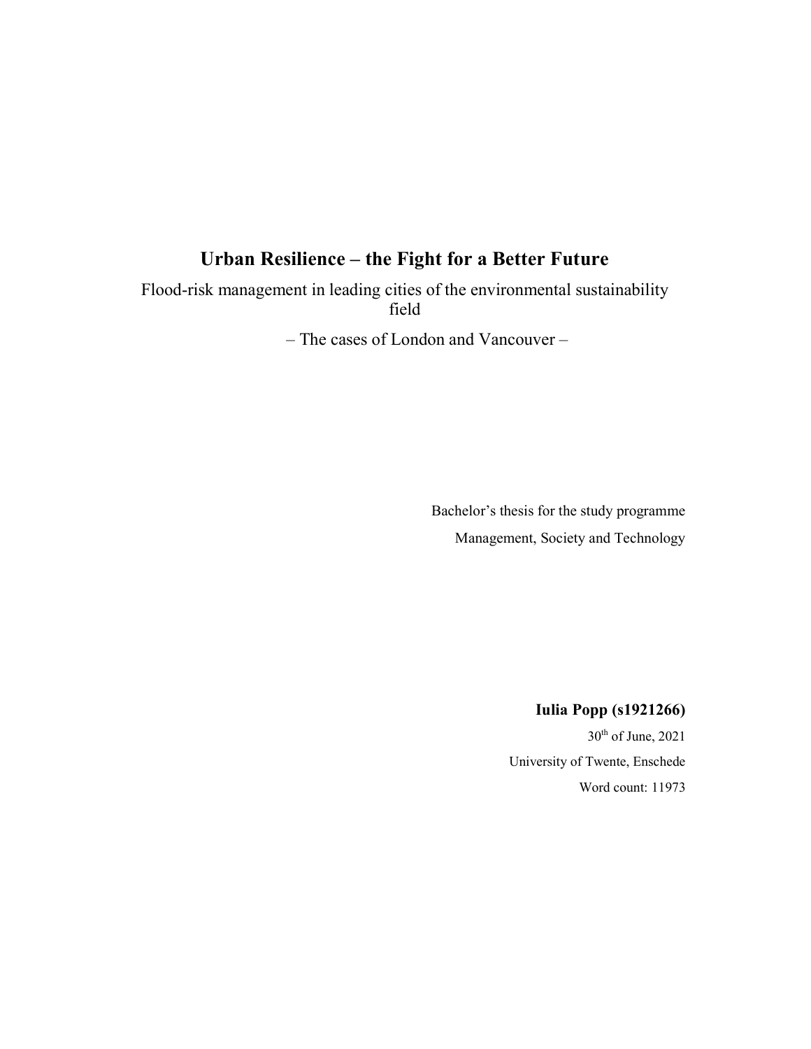# Urban Resilience – the Fight for a Better Future

Flood-risk management in leading cities of the environmental sustainability field

– The cases of London and Vancouver –

Bachelor's thesis for the study programme

Management, Society and Technology

**Iulia Popp (s1921266)**

30th of June, 2021

University of Twente, Enschede

Word count: 11973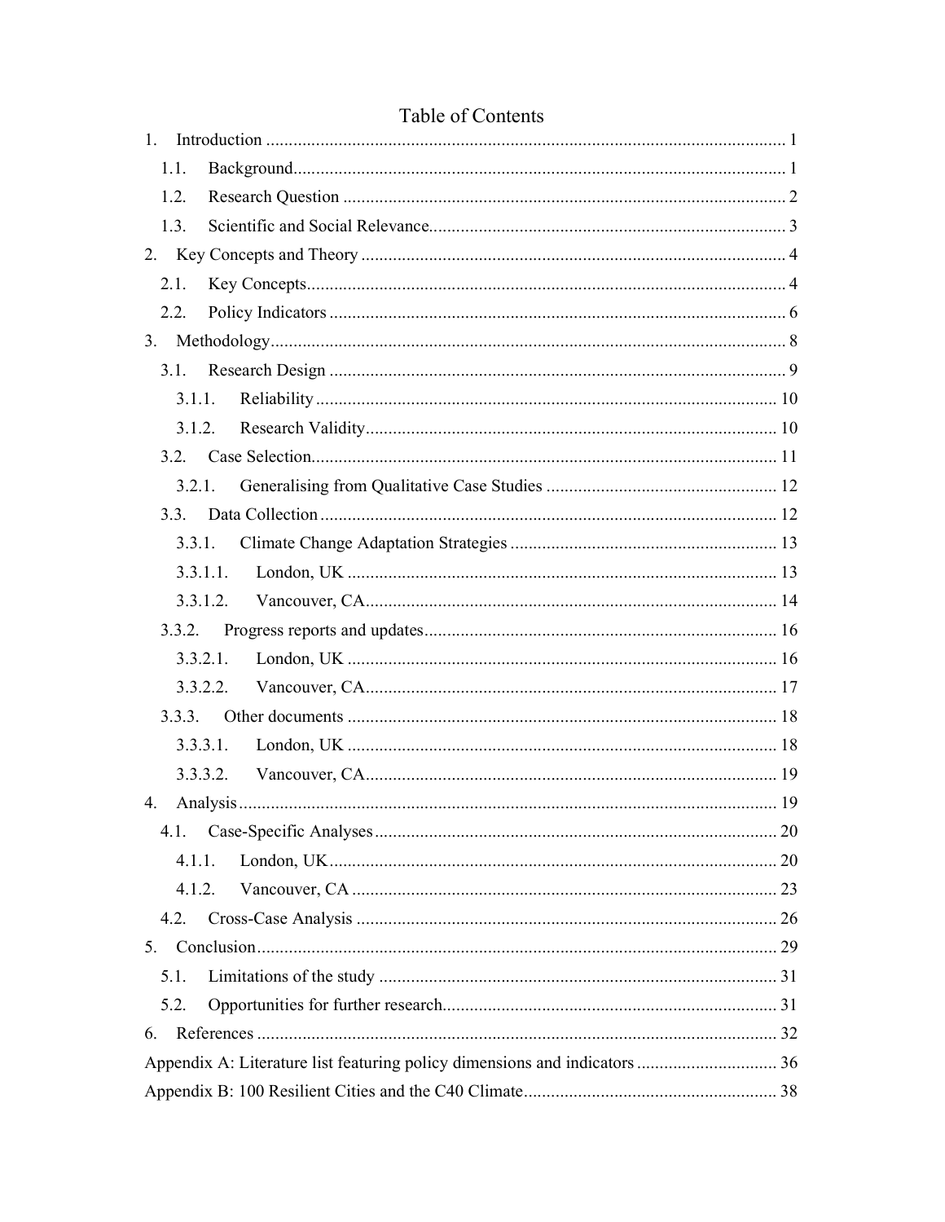# Table of Contents

1. Introduction ............................................................................................................................ 1
   - 1.1. Background............................................................................................................ 1
   - 1.2. Research Question ................................................................................................. 2
   - 1.3. Scientific and Social Relevance............................................................................. 3
2. Key Concepts and Theory ............................................................................................. 4
   - 2.1. Key Concepts......................................................................................................... 4
   - 2.2. Policy Indicators .................................................................................................... 6
3. Methodology................................................................................................................... 8
   - 3.1. Research Design .................................................................................................... 9
     - 3.1.1. Reliability ....................................................................................................... 10
     - 3.1.2. Research Validity........................................................................................... 10
   - 3.2. Case Selection...................................................................................................... 11
     - 3.2.1. Generalising from Qualitative Case Studies ................................................... 12
   - 3.3. Data Collection .................................................................................................... 12
     - 3.3.1. Climate Change Adaptation Strategies ........................................................... 13
       - 3.3.1.1. London, UK ............................................................................................. 13
       - 3.3.1.2. Vancouver, CA.......................................................................................... 14
     - 3.3.2. Progress reports and updates........................................................................... 16
       - 3.3.2.1. London, UK ............................................................................................. 16
       - 3.3.2.2. Vancouver, CA.......................................................................................... 17
     - 3.3.3. Other documents ............................................................................................ 18
       - 3.3.3.1. London, UK ............................................................................................. 18
       - 3.3.3.2. Vancouver, CA.......................................................................................... 19
4. Analysis........................................................................................................................ 19
   - 4.1. Case-Specific Analyses........................................................................................ 20
     - 4.1.1. London, UK.................................................................................................... 20
     - 4.1.2. Vancouver, CA .............................................................................................. 23
   - 4.2. Cross-Case Analysis ............................................................................................ 26
5. Conclusion................................................................................................................... 29
   - 5.1. Limitations of the study ....................................................................................... 31
   - 5.2. Opportunities for further research........................................................................ 31
6. References ................................................................................................................... 32

Appendix A: Literature list featuring policy dimensions and indicators ............................... 36

Appendix B: 100 Resilient Cities and the C40 Climate....................................................... 38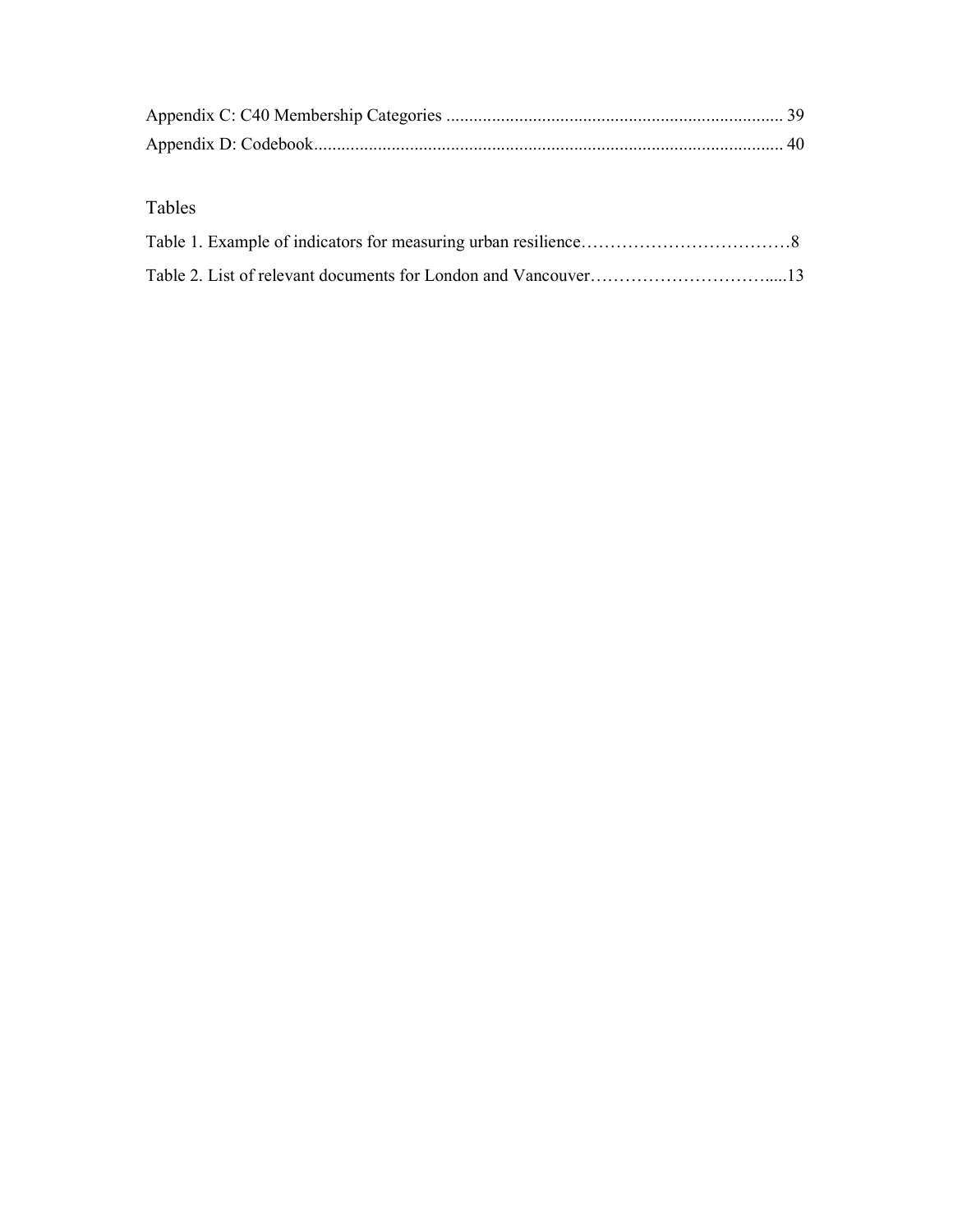Appendix C: C40 Membership Categories ........................................................................ 39
Appendix D: Codebook..................................................................................................... 40

## Tables

Table 1. Example of indicators for measuring urban resilience………………………………8

Table 2. List of relevant documents for London and Vancouver…………………………......13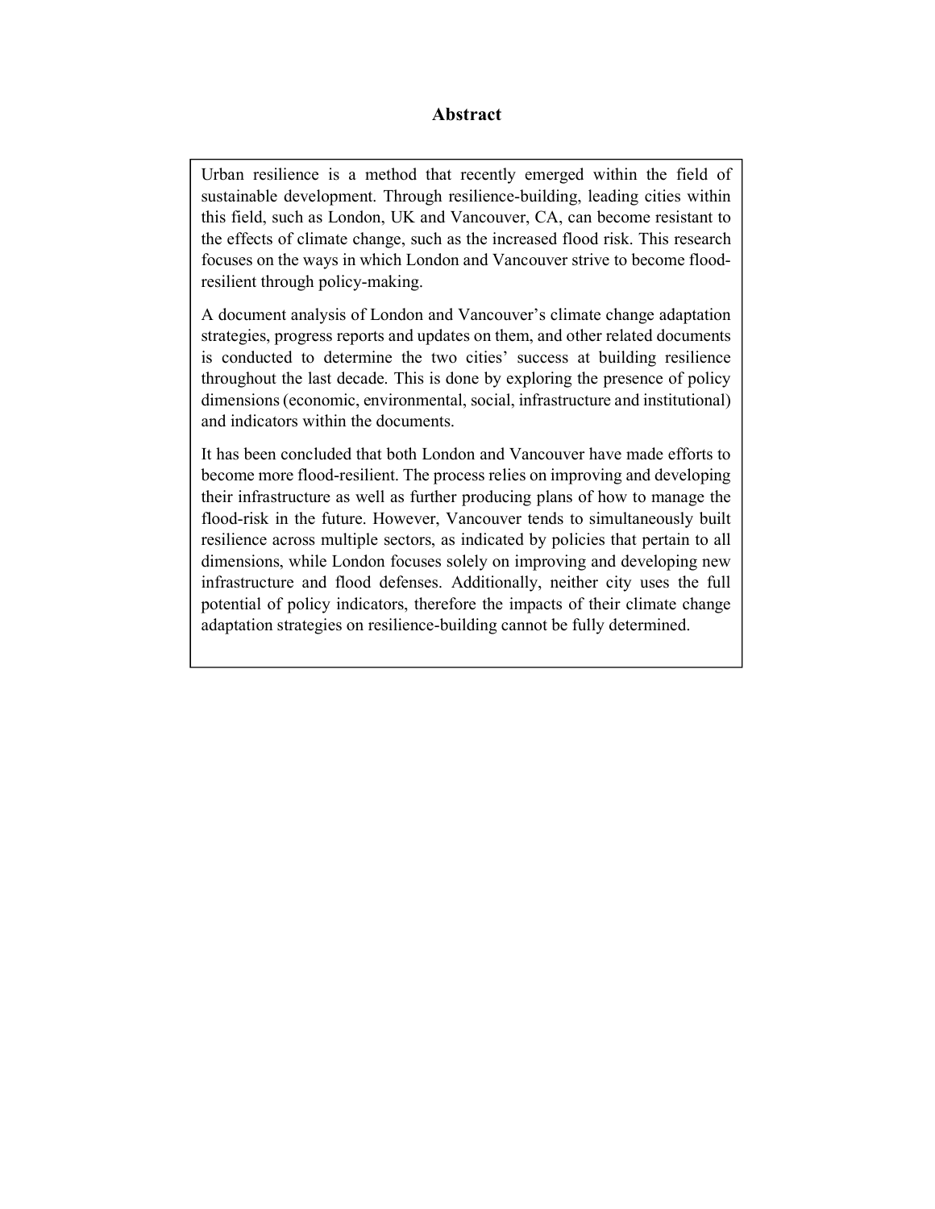## Abstract

Urban resilience is a method that recently emerged within the field of sustainable development. Through resilience-building, leading cities within this field, such as London, UK and Vancouver, CA, can become resistant to the effects of climate change, such as the increased flood risk. This research focuses on the ways in which London and Vancouver strive to become flood-resilient through policy-making.

A document analysis of London and Vancouver's climate change adaptation strategies, progress reports and updates on them, and other related documents is conducted to determine the two cities' success at building resilience throughout the last decade. This is done by exploring the presence of policy dimensions (economic, environmental, social, infrastructure and institutional) and indicators within the documents.

It has been concluded that both London and Vancouver have made efforts to become more flood-resilient. The process relies on improving and developing their infrastructure as well as further producing plans of how to manage the flood-risk in the future. However, Vancouver tends to simultaneously built resilience across multiple sectors, as indicated by policies that pertain to all dimensions, while London focuses solely on improving and developing new infrastructure and flood defenses. Additionally, neither city uses the full potential of policy indicators, therefore the impacts of their climate change adaptation strategies on resilience-building cannot be fully determined.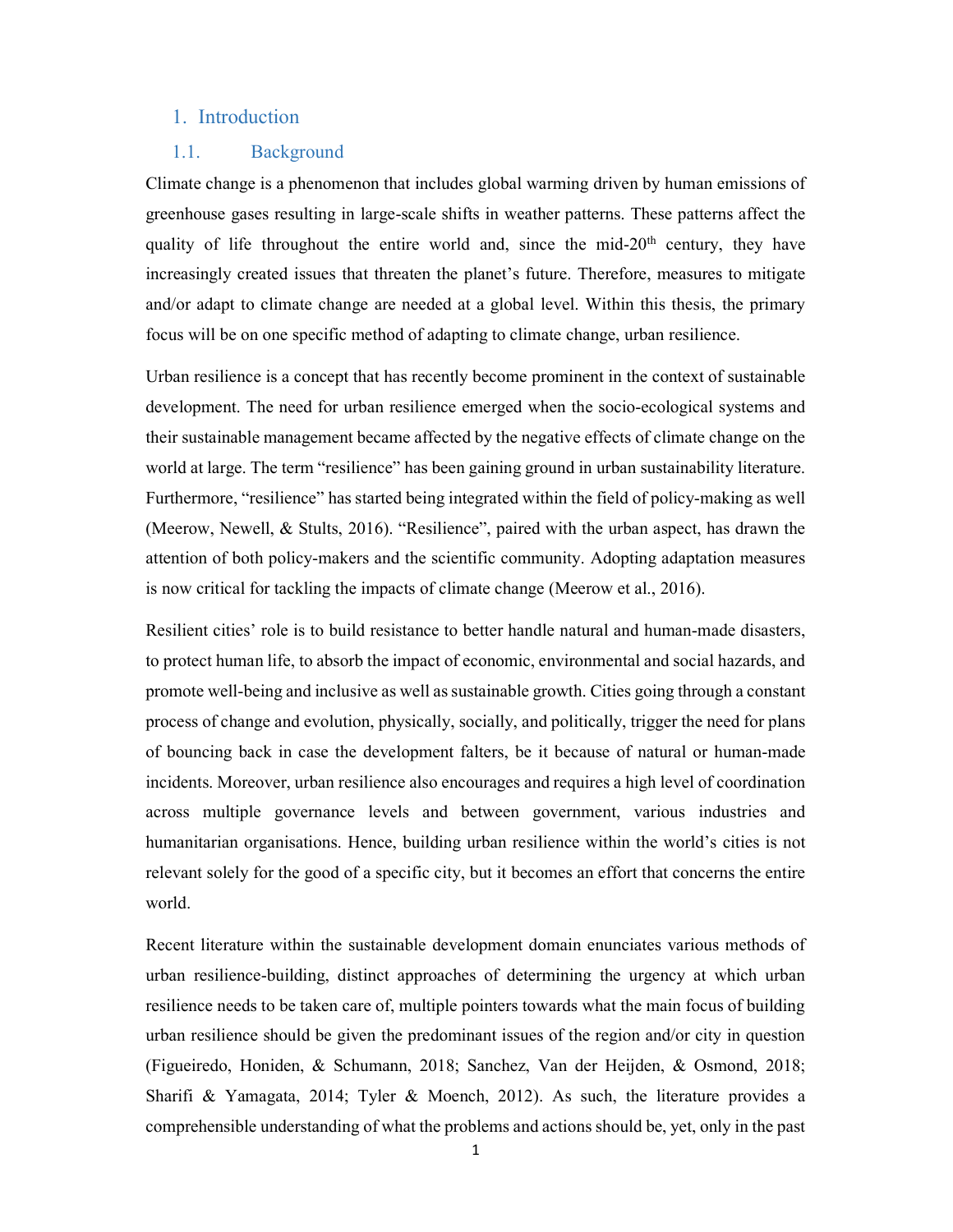# 1. Introduction

## 1.1. Background

Climate change is a phenomenon that includes global warming driven by human emissions of greenhouse gases resulting in large-scale shifts in weather patterns. These patterns affect the quality of life throughout the entire world and, since the mid-20th century, they have increasingly created issues that threaten the planet's future. Therefore, measures to mitigate and/or adapt to climate change are needed at a global level. Within this thesis, the primary focus will be on one specific method of adapting to climate change, urban resilience.

Urban resilience is a concept that has recently become prominent in the context of sustainable development. The need for urban resilience emerged when the socio-ecological systems and their sustainable management became affected by the negative effects of climate change on the world at large. The term "resilience" has been gaining ground in urban sustainability literature. Furthermore, "resilience" has started being integrated within the field of policy-making as well (Meerow, Newell, & Stults, 2016). "Resilience", paired with the urban aspect, has drawn the attention of both policy-makers and the scientific community. Adopting adaptation measures is now critical for tackling the impacts of climate change (Meerow et al., 2016).

Resilient cities' role is to build resistance to better handle natural and human-made disasters, to protect human life, to absorb the impact of economic, environmental and social hazards, and promote well-being and inclusive as well as sustainable growth. Cities going through a constant process of change and evolution, physically, socially, and politically, trigger the need for plans of bouncing back in case the development falters, be it because of natural or human-made incidents. Moreover, urban resilience also encourages and requires a high level of coordination across multiple governance levels and between government, various industries and humanitarian organisations. Hence, building urban resilience within the world's cities is not relevant solely for the good of a specific city, but it becomes an effort that concerns the entire world.

Recent literature within the sustainable development domain enunciates various methods of urban resilience-building, distinct approaches of determining the urgency at which urban resilience needs to be taken care of, multiple pointers towards what the main focus of building urban resilience should be given the predominant issues of the region and/or city in question (Figueiredo, Honiden, & Schumann, 2018; Sanchez, Van der Heijden, & Osmond, 2018; Sharifi & Yamagata, 2014; Tyler & Moench, 2012). As such, the literature provides a comprehensible understanding of what the problems and actions should be, yet, only in the past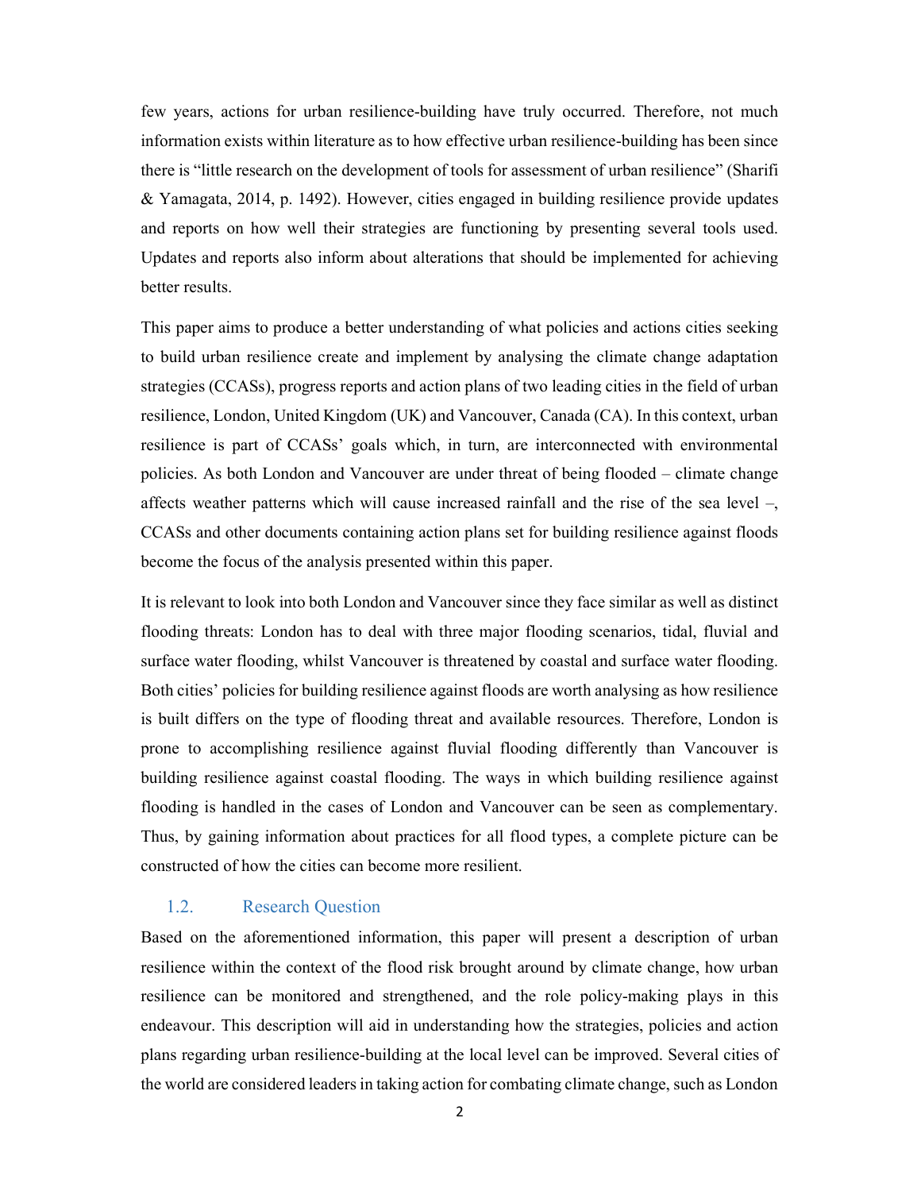few years, actions for urban resilience-building have truly occurred. Therefore, not much information exists within literature as to how effective urban resilience-building has been since there is "little research on the development of tools for assessment of urban resilience" (Sharifi & Yamagata, 2014, p. 1492). However, cities engaged in building resilience provide updates and reports on how well their strategies are functioning by presenting several tools used. Updates and reports also inform about alterations that should be implemented for achieving better results.

This paper aims to produce a better understanding of what policies and actions cities seeking to build urban resilience create and implement by analysing the climate change adaptation strategies (CCASs), progress reports and action plans of two leading cities in the field of urban resilience, London, United Kingdom (UK) and Vancouver, Canada (CA). In this context, urban resilience is part of CCASs' goals which, in turn, are interconnected with environmental policies. As both London and Vancouver are under threat of being flooded – climate change affects weather patterns which will cause increased rainfall and the rise of the sea level –, CCASs and other documents containing action plans set for building resilience against floods become the focus of the analysis presented within this paper.

It is relevant to look into both London and Vancouver since they face similar as well as distinct flooding threats: London has to deal with three major flooding scenarios, tidal, fluvial and surface water flooding, whilst Vancouver is threatened by coastal and surface water flooding. Both cities' policies for building resilience against floods are worth analysing as how resilience is built differs on the type of flooding threat and available resources. Therefore, London is prone to accomplishing resilience against fluvial flooding differently than Vancouver is building resilience against coastal flooding. The ways in which building resilience against flooding is handled in the cases of London and Vancouver can be seen as complementary. Thus, by gaining information about practices for all flood types, a complete picture can be constructed of how the cities can become more resilient.

### 1.2. Research Question

Based on the aforementioned information, this paper will present a description of urban resilience within the context of the flood risk brought around by climate change, how urban resilience can be monitored and strengthened, and the role policy-making plays in this endeavour. This description will aid in understanding how the strategies, policies and action plans regarding urban resilience-building at the local level can be improved. Several cities of the world are considered leaders in taking action for combating climate change, such as London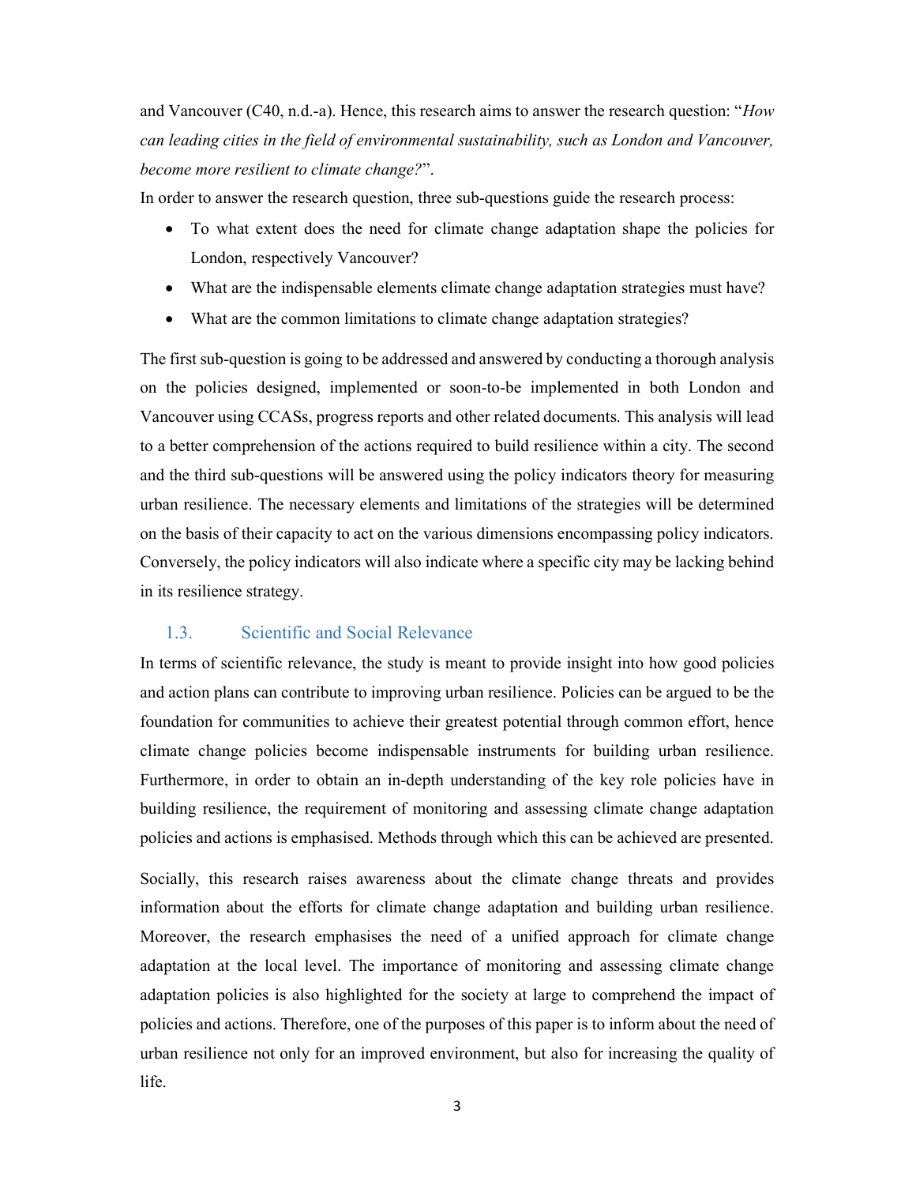and Vancouver (C40, n.d.-a). Hence, this research aims to answer the research question: "*How can leading cities in the field of environmental sustainability, such as London and Vancouver, become more resilient to climate change?*".

In order to answer the research question, three sub-questions guide the research process:

- To what extent does the need for climate change adaptation shape the policies for London, respectively Vancouver?
- What are the indispensable elements climate change adaptation strategies must have?
- What are the common limitations to climate change adaptation strategies?

The first sub-question is going to be addressed and answered by conducting a thorough analysis on the policies designed, implemented or soon-to-be implemented in both London and Vancouver using CCASs, progress reports and other related documents. This analysis will lead to a better comprehension of the actions required to build resilience within a city. The second and the third sub-questions will be answered using the policy indicators theory for measuring urban resilience. The necessary elements and limitations of the strategies will be determined on the basis of their capacity to act on the various dimensions encompassing policy indicators. Conversely, the policy indicators will also indicate where a specific city may be lacking behind in its resilience strategy.

## 1.3. Scientific and Social Relevance

In terms of scientific relevance, the study is meant to provide insight into how good policies and action plans can contribute to improving urban resilience. Policies can be argued to be the foundation for communities to achieve their greatest potential through common effort, hence climate change policies become indispensable instruments for building urban resilience. Furthermore, in order to obtain an in-depth understanding of the key role policies have in building resilience, the requirement of monitoring and assessing climate change adaptation policies and actions is emphasised. Methods through which this can be achieved are presented.

Socially, this research raises awareness about the climate change threats and provides information about the efforts for climate change adaptation and building urban resilience. Moreover, the research emphasises the need of a unified approach for climate change adaptation at the local level. The importance of monitoring and assessing climate change adaptation policies is also highlighted for the society at large to comprehend the impact of policies and actions. Therefore, one of the purposes of this paper is to inform about the need of urban resilience not only for an improved environment, but also for increasing the quality of life.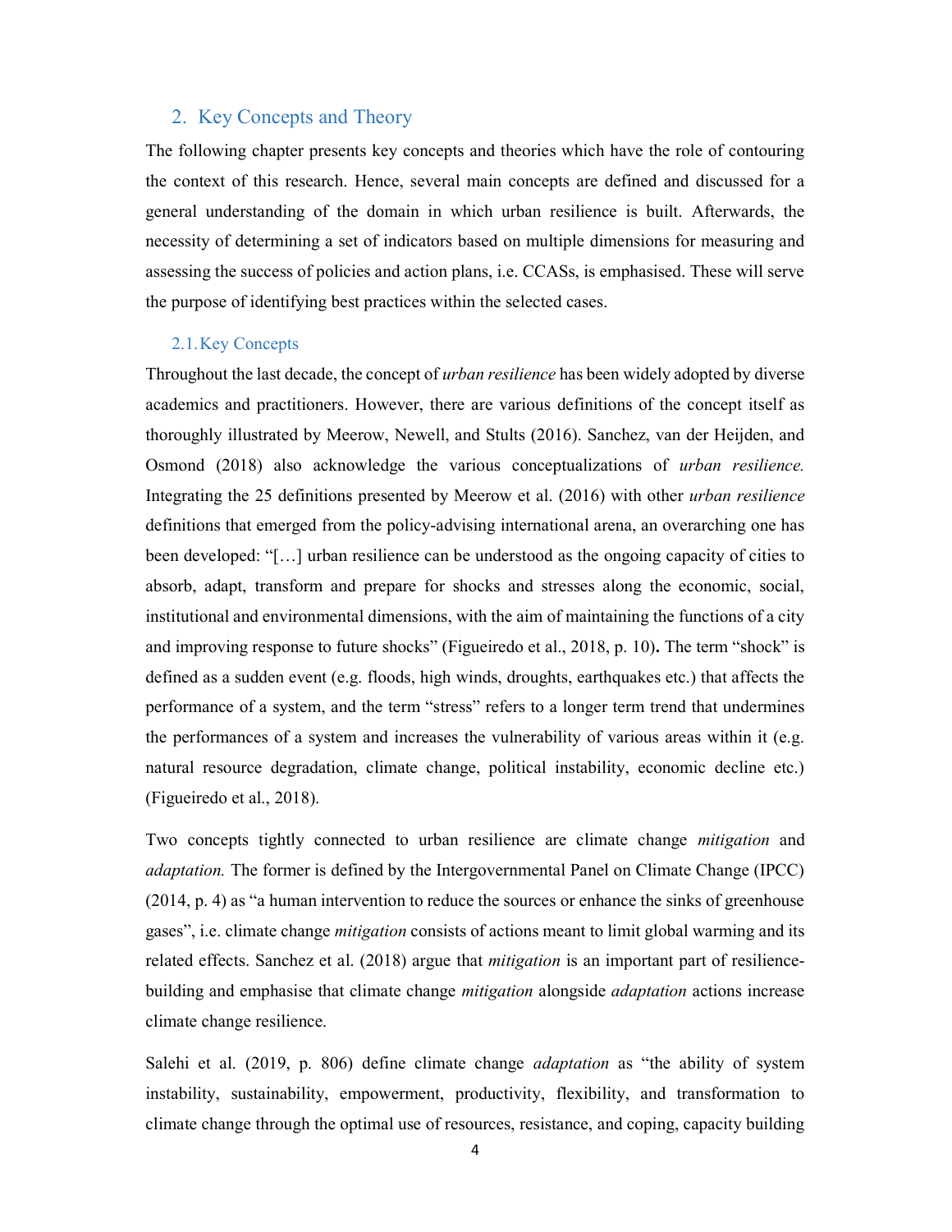## 2. Key Concepts and Theory

The following chapter presents key concepts and theories which have the role of contouring the context of this research. Hence, several main concepts are defined and discussed for a general understanding of the domain in which urban resilience is built. Afterwards, the necessity of determining a set of indicators based on multiple dimensions for measuring and assessing the success of policies and action plans, i.e. CCASs, is emphasised. These will serve the purpose of identifying best practices within the selected cases.

### 2.1. Key Concepts

Throughout the last decade, the concept of *urban resilience* has been widely adopted by diverse academics and practitioners. However, there are various definitions of the concept itself as thoroughly illustrated by Meerow, Newell, and Stults (2016). Sanchez, van der Heijden, and Osmond (2018) also acknowledge the various conceptualizations of *urban resilience.* Integrating the 25 definitions presented by Meerow et al. (2016) with other *urban resilience* definitions that emerged from the policy-advising international arena, an overarching one has been developed: "[…] urban resilience can be understood as the ongoing capacity of cities to absorb, adapt, transform and prepare for shocks and stresses along the economic, social, institutional and environmental dimensions, with the aim of maintaining the functions of a city and improving response to future shocks" (Figueiredo et al., 2018, p. 10)**.** The term "shock" is defined as a sudden event (e.g. floods, high winds, droughts, earthquakes etc.) that affects the performance of a system, and the term "stress" refers to a longer term trend that undermines the performances of a system and increases the vulnerability of various areas within it (e.g. natural resource degradation, climate change, political instability, economic decline etc.) (Figueiredo et al., 2018).

Two concepts tightly connected to urban resilience are climate change *mitigation* and *adaptation.* The former is defined by the Intergovernmental Panel on Climate Change (IPCC) (2014, p. 4) as "a human intervention to reduce the sources or enhance the sinks of greenhouse gases", i.e. climate change *mitigation* consists of actions meant to limit global warming and its related effects. Sanchez et al. (2018) argue that *mitigation* is an important part of resilience-building and emphasise that climate change *mitigation* alongside *adaptation* actions increase climate change resilience.

Salehi et al. (2019, p. 806) define climate change *adaptation* as "the ability of system instability, sustainability, empowerment, productivity, flexibility, and transformation to climate change through the optimal use of resources, resistance, and coping, capacity building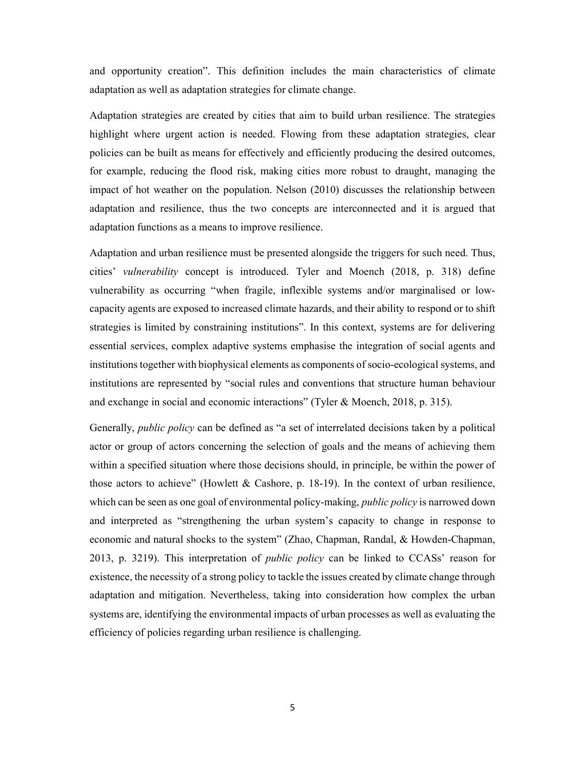and opportunity creation". This definition includes the main characteristics of climate adaptation as well as adaptation strategies for climate change.

Adaptation strategies are created by cities that aim to build urban resilience. The strategies highlight where urgent action is needed. Flowing from these adaptation strategies, clear policies can be built as means for effectively and efficiently producing the desired outcomes, for example, reducing the flood risk, making cities more robust to draught, managing the impact of hot weather on the population. Nelson (2010) discusses the relationship between adaptation and resilience, thus the two concepts are interconnected and it is argued that adaptation functions as a means to improve resilience.

Adaptation and urban resilience must be presented alongside the triggers for such need. Thus, cities' *vulnerability* concept is introduced. Tyler and Moench (2018, p. 318) define vulnerability as occurring "when fragile, inflexible systems and/or marginalised or low-capacity agents are exposed to increased climate hazards, and their ability to respond or to shift strategies is limited by constraining institutions". In this context, systems are for delivering essential services, complex adaptive systems emphasise the integration of social agents and institutions together with biophysical elements as components of socio-ecological systems, and institutions are represented by "social rules and conventions that structure human behaviour and exchange in social and economic interactions" (Tyler & Moench, 2018, p. 315).

Generally, *public policy* can be defined as "a set of interrelated decisions taken by a political actor or group of actors concerning the selection of goals and the means of achieving them within a specified situation where those decisions should, in principle, be within the power of those actors to achieve" (Howlett & Cashore, p. 18-19). In the context of urban resilience, which can be seen as one goal of environmental policy-making, *public policy* is narrowed down and interpreted as "strengthening the urban system's capacity to change in response to economic and natural shocks to the system" (Zhao, Chapman, Randal, & Howden-Chapman, 2013, p. 3219). This interpretation of *public policy* can be linked to CCASs' reason for existence, the necessity of a strong policy to tackle the issues created by climate change through adaptation and mitigation. Nevertheless, taking into consideration how complex the urban systems are, identifying the environmental impacts of urban processes as well as evaluating the efficiency of policies regarding urban resilience is challenging.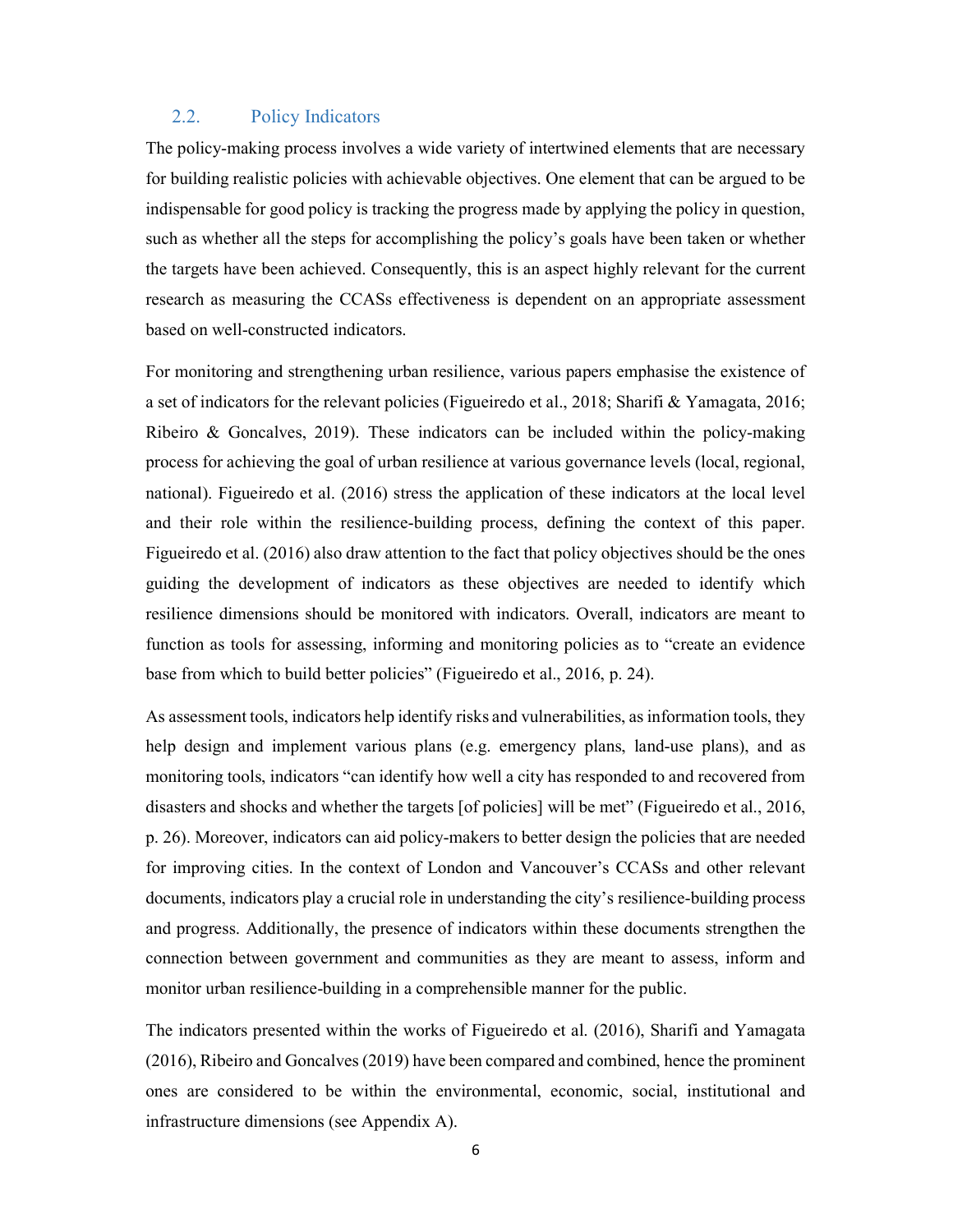## 2.2. Policy Indicators

The policy-making process involves a wide variety of intertwined elements that are necessary for building realistic policies with achievable objectives. One element that can be argued to be indispensable for good policy is tracking the progress made by applying the policy in question, such as whether all the steps for accomplishing the policy's goals have been taken or whether the targets have been achieved. Consequently, this is an aspect highly relevant for the current research as measuring the CCASs effectiveness is dependent on an appropriate assessment based on well-constructed indicators.

For monitoring and strengthening urban resilience, various papers emphasise the existence of a set of indicators for the relevant policies (Figueiredo et al., 2018; Sharifi & Yamagata, 2016; Ribeiro & Goncalves, 2019). These indicators can be included within the policy-making process for achieving the goal of urban resilience at various governance levels (local, regional, national). Figueiredo et al. (2016) stress the application of these indicators at the local level and their role within the resilience-building process, defining the context of this paper. Figueiredo et al. (2016) also draw attention to the fact that policy objectives should be the ones guiding the development of indicators as these objectives are needed to identify which resilience dimensions should be monitored with indicators. Overall, indicators are meant to function as tools for assessing, informing and monitoring policies as to "create an evidence base from which to build better policies" (Figueiredo et al., 2016, p. 24).

As assessment tools, indicators help identify risks and vulnerabilities, as information tools, they help design and implement various plans (e.g. emergency plans, land-use plans), and as monitoring tools, indicators "can identify how well a city has responded to and recovered from disasters and shocks and whether the targets [of policies] will be met" (Figueiredo et al., 2016, p. 26). Moreover, indicators can aid policy-makers to better design the policies that are needed for improving cities. In the context of London and Vancouver's CCASs and other relevant documents, indicators play a crucial role in understanding the city's resilience-building process and progress. Additionally, the presence of indicators within these documents strengthen the connection between government and communities as they are meant to assess, inform and monitor urban resilience-building in a comprehensible manner for the public.

The indicators presented within the works of Figueiredo et al. (2016), Sharifi and Yamagata (2016), Ribeiro and Goncalves (2019) have been compared and combined, hence the prominent ones are considered to be within the environmental, economic, social, institutional and infrastructure dimensions (see Appendix A).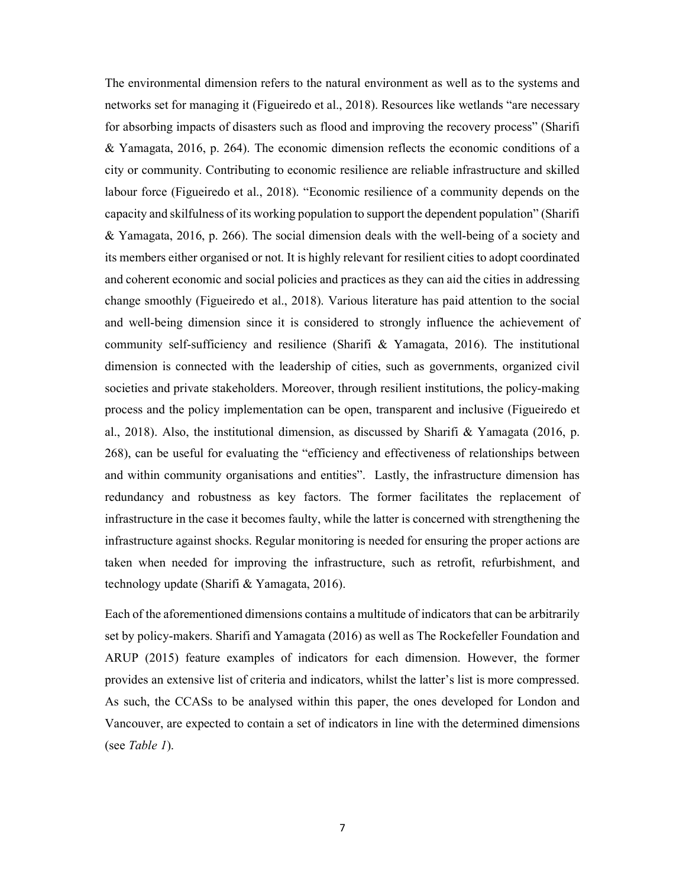The environmental dimension refers to the natural environment as well as to the systems and networks set for managing it (Figueiredo et al., 2018). Resources like wetlands "are necessary for absorbing impacts of disasters such as flood and improving the recovery process" (Sharifi & Yamagata, 2016, p. 264). The economic dimension reflects the economic conditions of a city or community. Contributing to economic resilience are reliable infrastructure and skilled labour force (Figueiredo et al., 2018). "Economic resilience of a community depends on the capacity and skilfulness of its working population to support the dependent population" (Sharifi & Yamagata, 2016, p. 266). The social dimension deals with the well-being of a society and its members either organised or not. It is highly relevant for resilient cities to adopt coordinated and coherent economic and social policies and practices as they can aid the cities in addressing change smoothly (Figueiredo et al., 2018). Various literature has paid attention to the social and well-being dimension since it is considered to strongly influence the achievement of community self-sufficiency and resilience (Sharifi & Yamagata, 2016). The institutional dimension is connected with the leadership of cities, such as governments, organized civil societies and private stakeholders. Moreover, through resilient institutions, the policy-making process and the policy implementation can be open, transparent and inclusive (Figueiredo et al., 2018). Also, the institutional dimension, as discussed by Sharifi & Yamagata (2016, p. 268), can be useful for evaluating the "efficiency and effectiveness of relationships between and within community organisations and entities". Lastly, the infrastructure dimension has redundancy and robustness as key factors. The former facilitates the replacement of infrastructure in the case it becomes faulty, while the latter is concerned with strengthening the infrastructure against shocks. Regular monitoring is needed for ensuring the proper actions are taken when needed for improving the infrastructure, such as retrofit, refurbishment, and technology update (Sharifi & Yamagata, 2016).

Each of the aforementioned dimensions contains a multitude of indicators that can be arbitrarily set by policy-makers. Sharifi and Yamagata (2016) as well as The Rockefeller Foundation and ARUP (2015) feature examples of indicators for each dimension. However, the former provides an extensive list of criteria and indicators, whilst the latter's list is more compressed. As such, the CCASs to be analysed within this paper, the ones developed for London and Vancouver, are expected to contain a set of indicators in line with the determined dimensions (see *Table 1*).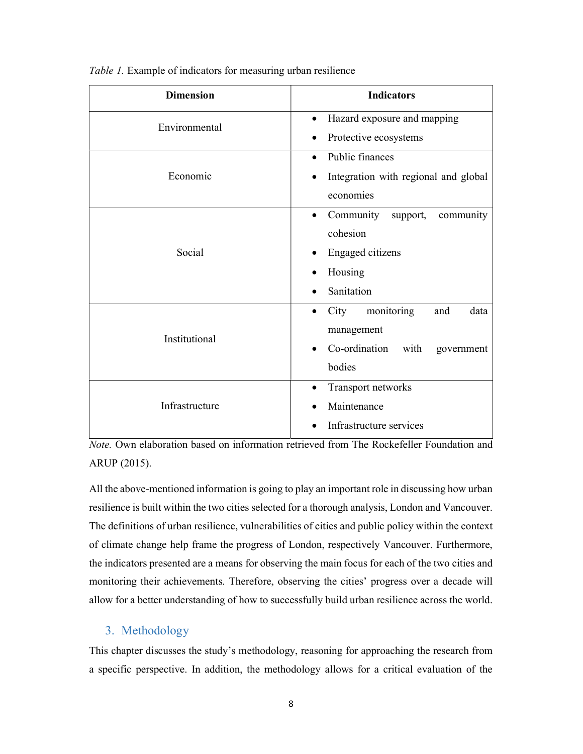*Table 1.* Example of indicators for measuring urban resilience

| Dimension | Indicators |
|---|---|
| Environmental | • Hazard exposure and mapping<br>• Protective ecosystems |
| Economic | • Public finances<br>• Integration with regional and global economies |
| Social | • Community support, community cohesion<br>• Engaged citizens<br>• Housing<br>• Sanitation |
| Institutional | • City monitoring and data management<br>• Co-ordination with government bodies |
| Infrastructure | • Transport networks<br>• Maintenance<br>• Infrastructure services |

*Note.* Own elaboration based on information retrieved from The Rockefeller Foundation and ARUP (2015).

All the above-mentioned information is going to play an important role in discussing how urban resilience is built within the two cities selected for a thorough analysis, London and Vancouver. The definitions of urban resilience, vulnerabilities of cities and public policy within the context of climate change help frame the progress of London, respectively Vancouver. Furthermore, the indicators presented are a means for observing the main focus for each of the two cities and monitoring their achievements. Therefore, observing the cities' progress over a decade will allow for a better understanding of how to successfully build urban resilience across the world.

## 3. Methodology

This chapter discusses the study's methodology, reasoning for approaching the research from a specific perspective. In addition, the methodology allows for a critical evaluation of the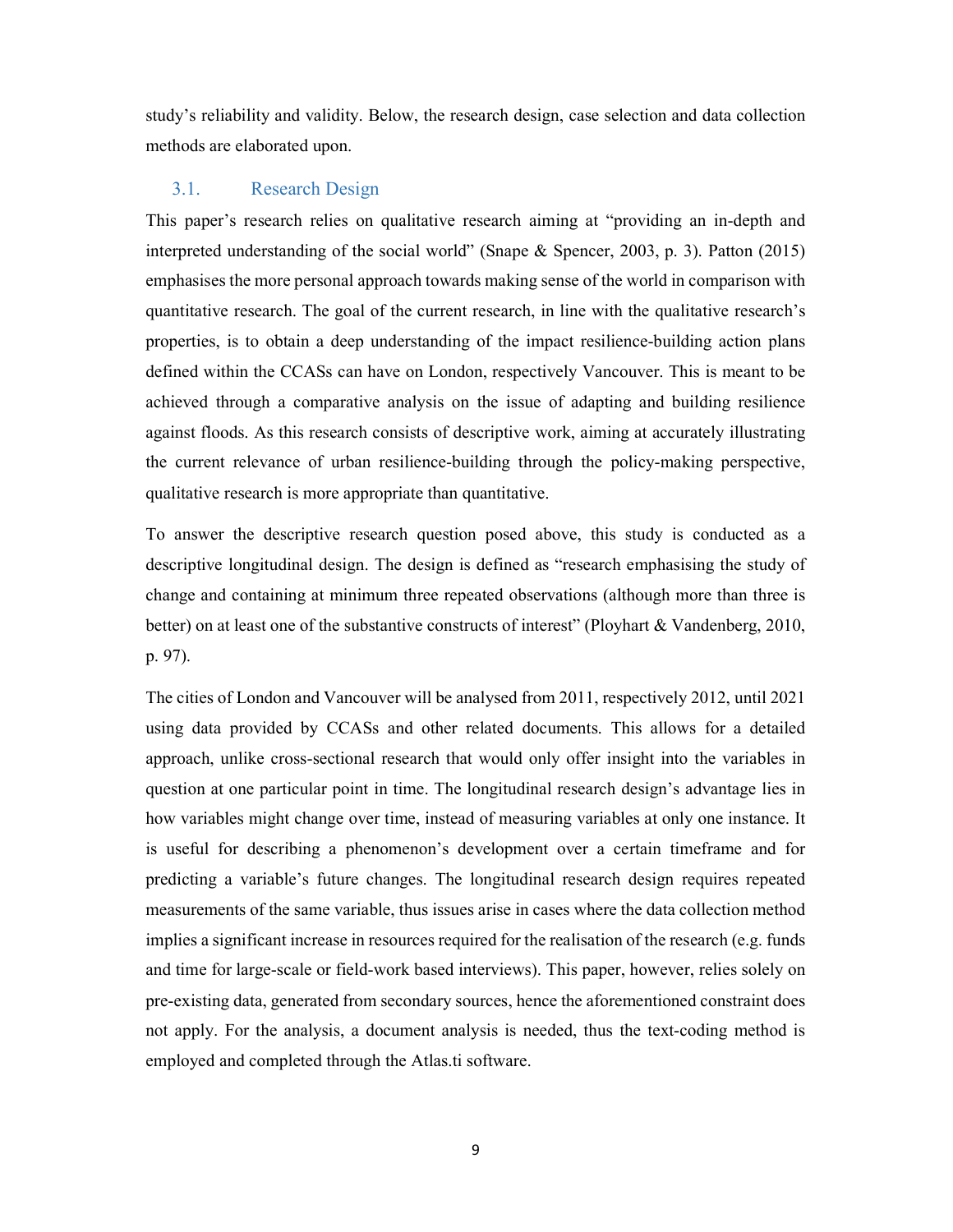study's reliability and validity. Below, the research design, case selection and data collection methods are elaborated upon.

## 3.1. Research Design

This paper's research relies on qualitative research aiming at "providing an in-depth and interpreted understanding of the social world" (Snape & Spencer, 2003, p. 3). Patton (2015) emphasises the more personal approach towards making sense of the world in comparison with quantitative research. The goal of the current research, in line with the qualitative research's properties, is to obtain a deep understanding of the impact resilience-building action plans defined within the CCASs can have on London, respectively Vancouver. This is meant to be achieved through a comparative analysis on the issue of adapting and building resilience against floods. As this research consists of descriptive work, aiming at accurately illustrating the current relevance of urban resilience-building through the policy-making perspective, qualitative research is more appropriate than quantitative.

To answer the descriptive research question posed above, this study is conducted as a descriptive longitudinal design. The design is defined as "research emphasising the study of change and containing at minimum three repeated observations (although more than three is better) on at least one of the substantive constructs of interest" (Ployhart & Vandenberg, 2010, p. 97).

The cities of London and Vancouver will be analysed from 2011, respectively 2012, until 2021 using data provided by CCASs and other related documents. This allows for a detailed approach, unlike cross-sectional research that would only offer insight into the variables in question at one particular point in time. The longitudinal research design's advantage lies in how variables might change over time, instead of measuring variables at only one instance. It is useful for describing a phenomenon's development over a certain timeframe and for predicting a variable's future changes. The longitudinal research design requires repeated measurements of the same variable, thus issues arise in cases where the data collection method implies a significant increase in resources required for the realisation of the research (e.g. funds and time for large-scale or field-work based interviews). This paper, however, relies solely on pre-existing data, generated from secondary sources, hence the aforementioned constraint does not apply. For the analysis, a document analysis is needed, thus the text-coding method is employed and completed through the Atlas.ti software.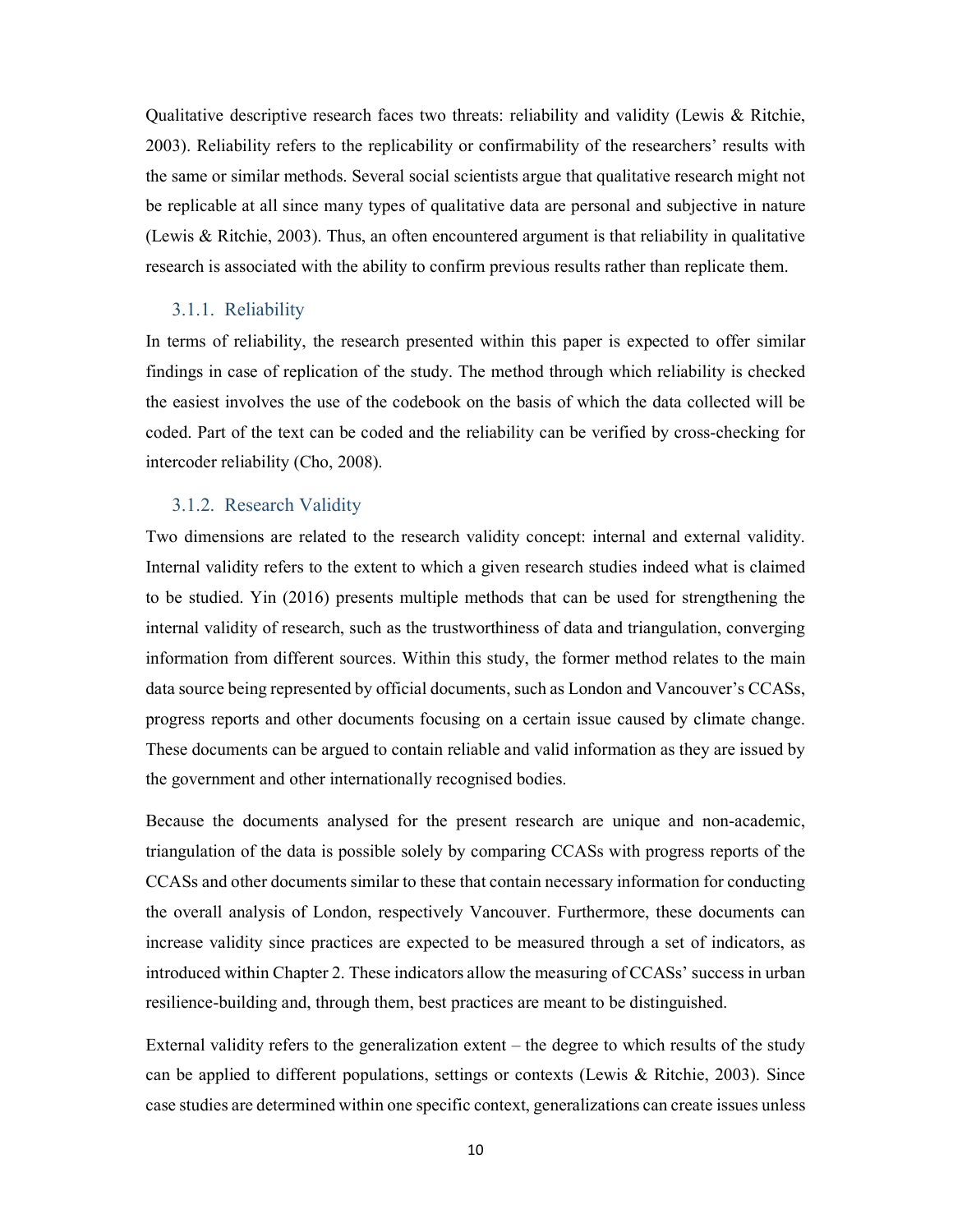Qualitative descriptive research faces two threats: reliability and validity (Lewis & Ritchie, 2003). Reliability refers to the replicability or confirmability of the researchers' results with the same or similar methods. Several social scientists argue that qualitative research might not be replicable at all since many types of qualitative data are personal and subjective in nature (Lewis & Ritchie, 2003). Thus, an often encountered argument is that reliability in qualitative research is associated with the ability to confirm previous results rather than replicate them.

### 3.1.1. Reliability

In terms of reliability, the research presented within this paper is expected to offer similar findings in case of replication of the study. The method through which reliability is checked the easiest involves the use of the codebook on the basis of which the data collected will be coded. Part of the text can be coded and the reliability can be verified by cross-checking for intercoder reliability (Cho, 2008).

### 3.1.2. Research Validity

Two dimensions are related to the research validity concept: internal and external validity. Internal validity refers to the extent to which a given research studies indeed what is claimed to be studied. Yin (2016) presents multiple methods that can be used for strengthening the internal validity of research, such as the trustworthiness of data and triangulation, converging information from different sources. Within this study, the former method relates to the main data source being represented by official documents, such as London and Vancouver's CCASs, progress reports and other documents focusing on a certain issue caused by climate change. These documents can be argued to contain reliable and valid information as they are issued by the government and other internationally recognised bodies.

Because the documents analysed for the present research are unique and non-academic, triangulation of the data is possible solely by comparing CCASs with progress reports of the CCASs and other documents similar to these that contain necessary information for conducting the overall analysis of London, respectively Vancouver. Furthermore, these documents can increase validity since practices are expected to be measured through a set of indicators, as introduced within Chapter 2. These indicators allow the measuring of CCASs' success in urban resilience-building and, through them, best practices are meant to be distinguished.

External validity refers to the generalization extent – the degree to which results of the study can be applied to different populations, settings or contexts (Lewis & Ritchie, 2003). Since case studies are determined within one specific context, generalizations can create issues unless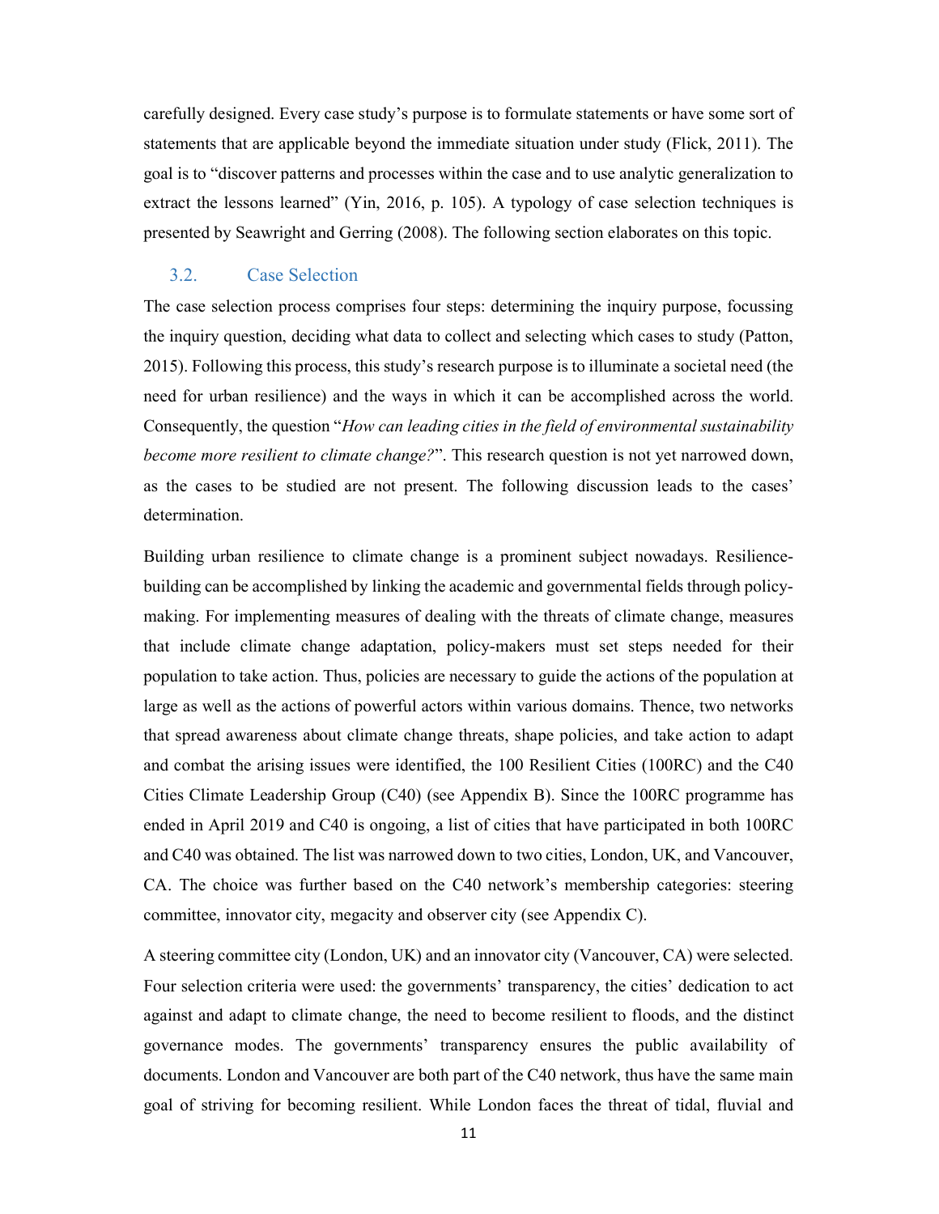carefully designed. Every case study's purpose is to formulate statements or have some sort of statements that are applicable beyond the immediate situation under study (Flick, 2011). The goal is to "discover patterns and processes within the case and to use analytic generalization to extract the lessons learned" (Yin, 2016, p. 105). A typology of case selection techniques is presented by Seawright and Gerring (2008). The following section elaborates on this topic.

## 3.2. Case Selection

The case selection process comprises four steps: determining the inquiry purpose, focussing the inquiry question, deciding what data to collect and selecting which cases to study (Patton, 2015). Following this process, this study's research purpose is to illuminate a societal need (the need for urban resilience) and the ways in which it can be accomplished across the world. Consequently, the question "*How can leading cities in the field of environmental sustainability become more resilient to climate change?*". This research question is not yet narrowed down, as the cases to be studied are not present. The following discussion leads to the cases' determination.

Building urban resilience to climate change is a prominent subject nowadays. Resilience-building can be accomplished by linking the academic and governmental fields through policy-making. For implementing measures of dealing with the threats of climate change, measures that include climate change adaptation, policy-makers must set steps needed for their population to take action. Thus, policies are necessary to guide the actions of the population at large as well as the actions of powerful actors within various domains. Thence, two networks that spread awareness about climate change threats, shape policies, and take action to adapt and combat the arising issues were identified, the 100 Resilient Cities (100RC) and the C40 Cities Climate Leadership Group (C40) (see Appendix B). Since the 100RC programme has ended in April 2019 and C40 is ongoing, a list of cities that have participated in both 100RC and C40 was obtained. The list was narrowed down to two cities, London, UK, and Vancouver, CA. The choice was further based on the C40 network's membership categories: steering committee, innovator city, megacity and observer city (see Appendix C).

A steering committee city (London, UK) and an innovator city (Vancouver, CA) were selected. Four selection criteria were used: the governments' transparency, the cities' dedication to act against and adapt to climate change, the need to become resilient to floods, and the distinct governance modes. The governments' transparency ensures the public availability of documents. London and Vancouver are both part of the C40 network, thus have the same main goal of striving for becoming resilient. While London faces the threat of tidal, fluvial and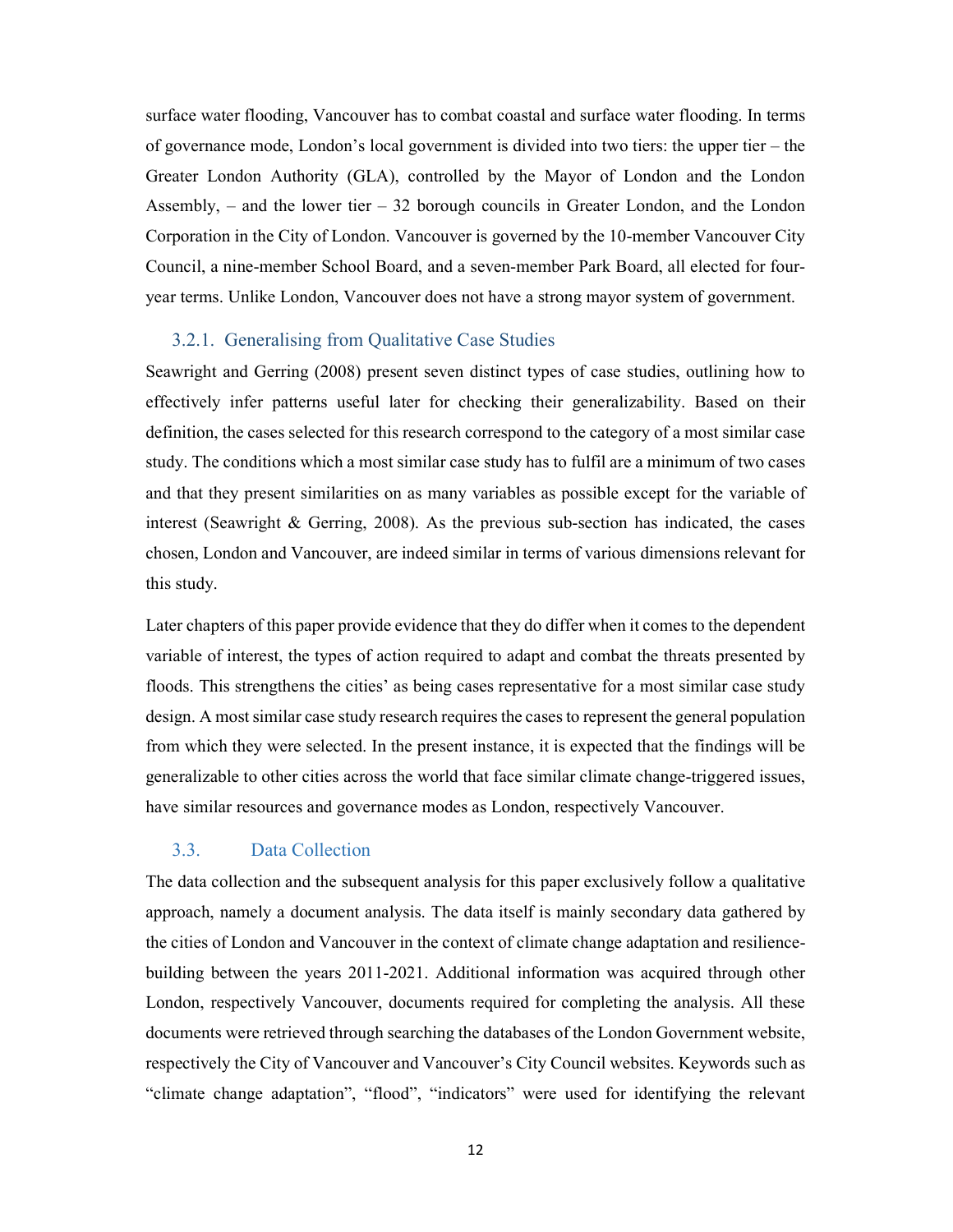surface water flooding, Vancouver has to combat coastal and surface water flooding. In terms of governance mode, London's local government is divided into two tiers: the upper tier – the Greater London Authority (GLA), controlled by the Mayor of London and the London Assembly, – and the lower tier – 32 borough councils in Greater London, and the London Corporation in the City of London. Vancouver is governed by the 10-member Vancouver City Council, a nine-member School Board, and a seven-member Park Board, all elected for four-year terms. Unlike London, Vancouver does not have a strong mayor system of government.

### 3.2.1. Generalising from Qualitative Case Studies

Seawright and Gerring (2008) present seven distinct types of case studies, outlining how to effectively infer patterns useful later for checking their generalizability. Based on their definition, the cases selected for this research correspond to the category of a most similar case study. The conditions which a most similar case study has to fulfil are a minimum of two cases and that they present similarities on as many variables as possible except for the variable of interest (Seawright & Gerring, 2008). As the previous sub-section has indicated, the cases chosen, London and Vancouver, are indeed similar in terms of various dimensions relevant for this study.

Later chapters of this paper provide evidence that they do differ when it comes to the dependent variable of interest, the types of action required to adapt and combat the threats presented by floods. This strengthens the cities' as being cases representative for a most similar case study design. A most similar case study research requires the cases to represent the general population from which they were selected. In the present instance, it is expected that the findings will be generalizable to other cities across the world that face similar climate change-triggered issues, have similar resources and governance modes as London, respectively Vancouver.

## 3.3. Data Collection

The data collection and the subsequent analysis for this paper exclusively follow a qualitative approach, namely a document analysis. The data itself is mainly secondary data gathered by the cities of London and Vancouver in the context of climate change adaptation and resilience-building between the years 2011-2021. Additional information was acquired through other London, respectively Vancouver, documents required for completing the analysis. All these documents were retrieved through searching the databases of the London Government website, respectively the City of Vancouver and Vancouver's City Council websites. Keywords such as "climate change adaptation", "flood", "indicators" were used for identifying the relevant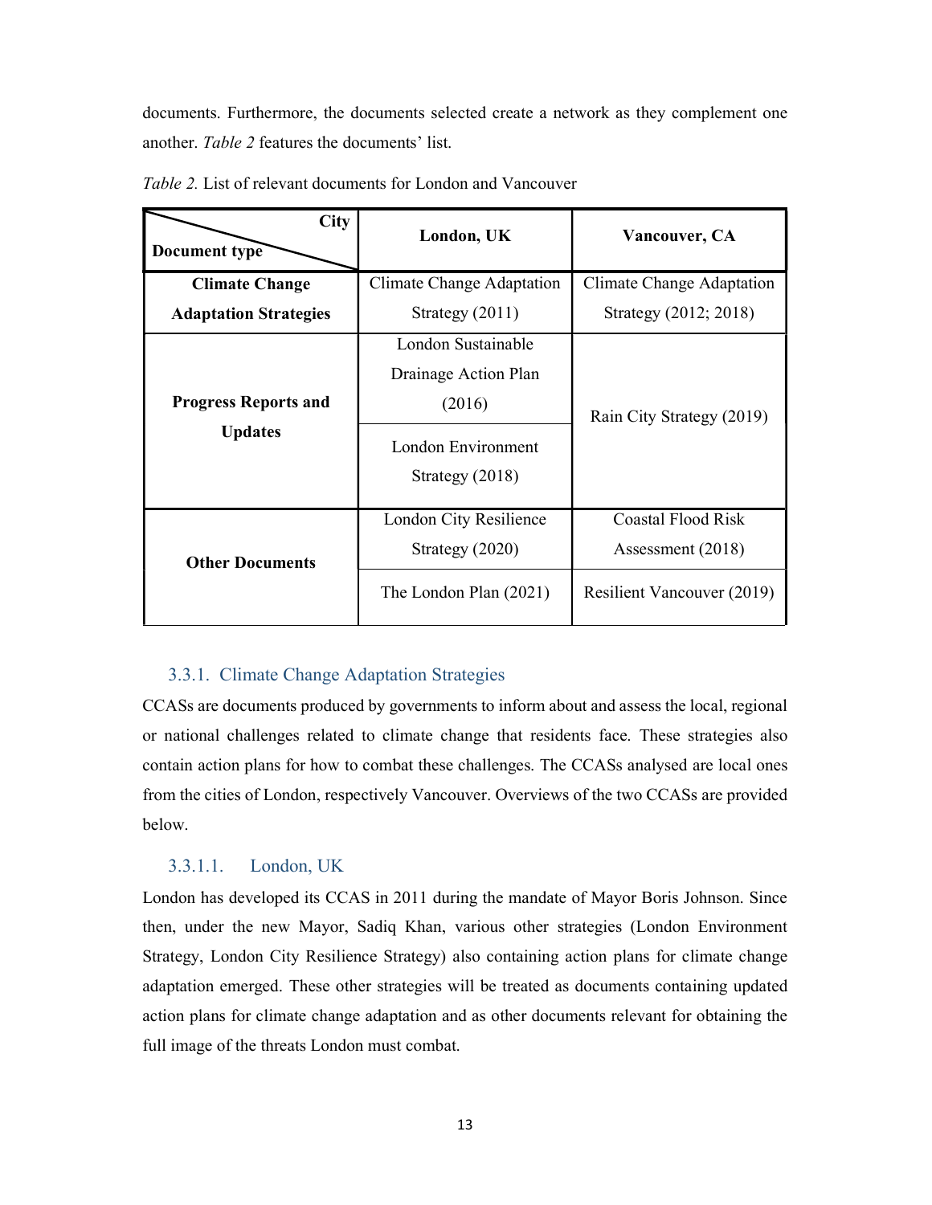documents. Furthermore, the documents selected create a network as they complement one another. *Table 2* features the documents' list.

*Table 2.* List of relevant documents for London and Vancouver

| Document type \ City | London, UK | Vancouver, CA |
|---|---|---|
| **Climate Change Adaptation Strategies** | Climate Change Adaptation Strategy (2011) | Climate Change Adaptation Strategy (2012; 2018) |
| **Progress Reports and Updates** | London Sustainable Drainage Action Plan (2016) | Rain City Strategy (2019) |
| | London Environment Strategy (2018) | |
| **Other Documents** | London City Resilience Strategy (2020) | Coastal Flood Risk Assessment (2018) |
| | The London Plan (2021) | Resilient Vancouver (2019) |

### 3.3.1. Climate Change Adaptation Strategies

CCASs are documents produced by governments to inform about and assess the local, regional or national challenges related to climate change that residents face. These strategies also contain action plans for how to combat these challenges. The CCASs analysed are local ones from the cities of London, respectively Vancouver. Overviews of the two CCASs are provided below.

#### 3.3.1.1. London, UK

London has developed its CCAS in 2011 during the mandate of Mayor Boris Johnson. Since then, under the new Mayor, Sadiq Khan, various other strategies (London Environment Strategy, London City Resilience Strategy) also containing action plans for climate change adaptation emerged. These other strategies will be treated as documents containing updated action plans for climate change adaptation and as other documents relevant for obtaining the full image of the threats London must combat.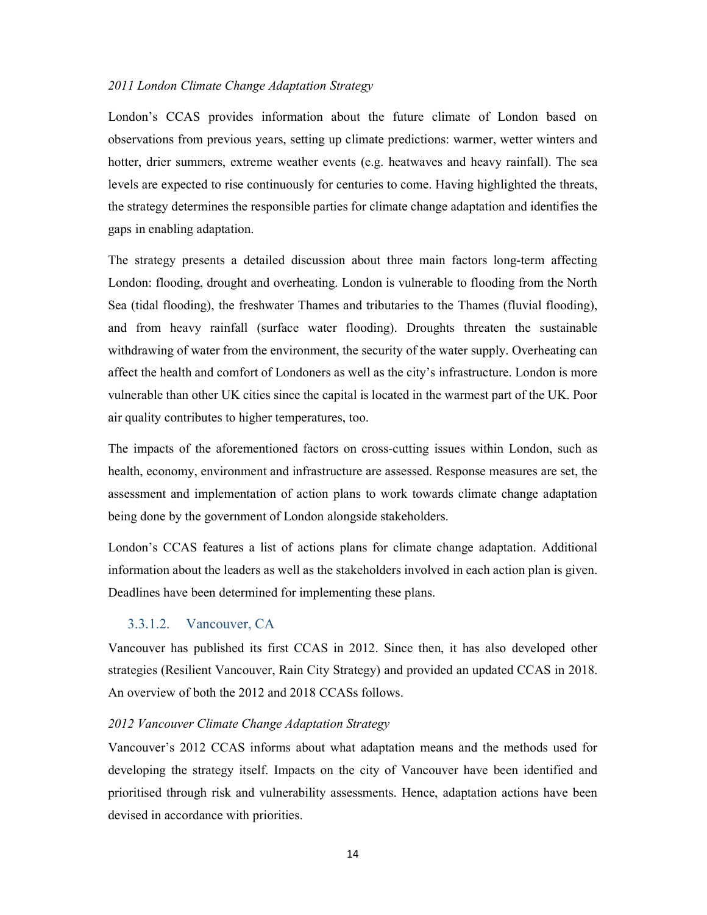*2011 London Climate Change Adaptation Strategy*

London's CCAS provides information about the future climate of London based on observations from previous years, setting up climate predictions: warmer, wetter winters and hotter, drier summers, extreme weather events (e.g. heatwaves and heavy rainfall). The sea levels are expected to rise continuously for centuries to come. Having highlighted the threats, the strategy determines the responsible parties for climate change adaptation and identifies the gaps in enabling adaptation.

The strategy presents a detailed discussion about three main factors long-term affecting London: flooding, drought and overheating. London is vulnerable to flooding from the North Sea (tidal flooding), the freshwater Thames and tributaries to the Thames (fluvial flooding), and from heavy rainfall (surface water flooding). Droughts threaten the sustainable withdrawing of water from the environment, the security of the water supply. Overheating can affect the health and comfort of Londoners as well as the city's infrastructure. London is more vulnerable than other UK cities since the capital is located in the warmest part of the UK. Poor air quality contributes to higher temperatures, too.

The impacts of the aforementioned factors on cross-cutting issues within London, such as health, economy, environment and infrastructure are assessed. Response measures are set, the assessment and implementation of action plans to work towards climate change adaptation being done by the government of London alongside stakeholders.

London's CCAS features a list of actions plans for climate change adaptation. Additional information about the leaders as well as the stakeholders involved in each action plan is given. Deadlines have been determined for implementing these plans.

#### 3.3.1.2. Vancouver, CA

Vancouver has published its first CCAS in 2012. Since then, it has also developed other strategies (Resilient Vancouver, Rain City Strategy) and provided an updated CCAS in 2018. An overview of both the 2012 and 2018 CCASs follows.

*2012 Vancouver Climate Change Adaptation Strategy*

Vancouver's 2012 CCAS informs about what adaptation means and the methods used for developing the strategy itself. Impacts on the city of Vancouver have been identified and prioritised through risk and vulnerability assessments. Hence, adaptation actions have been devised in accordance with priorities.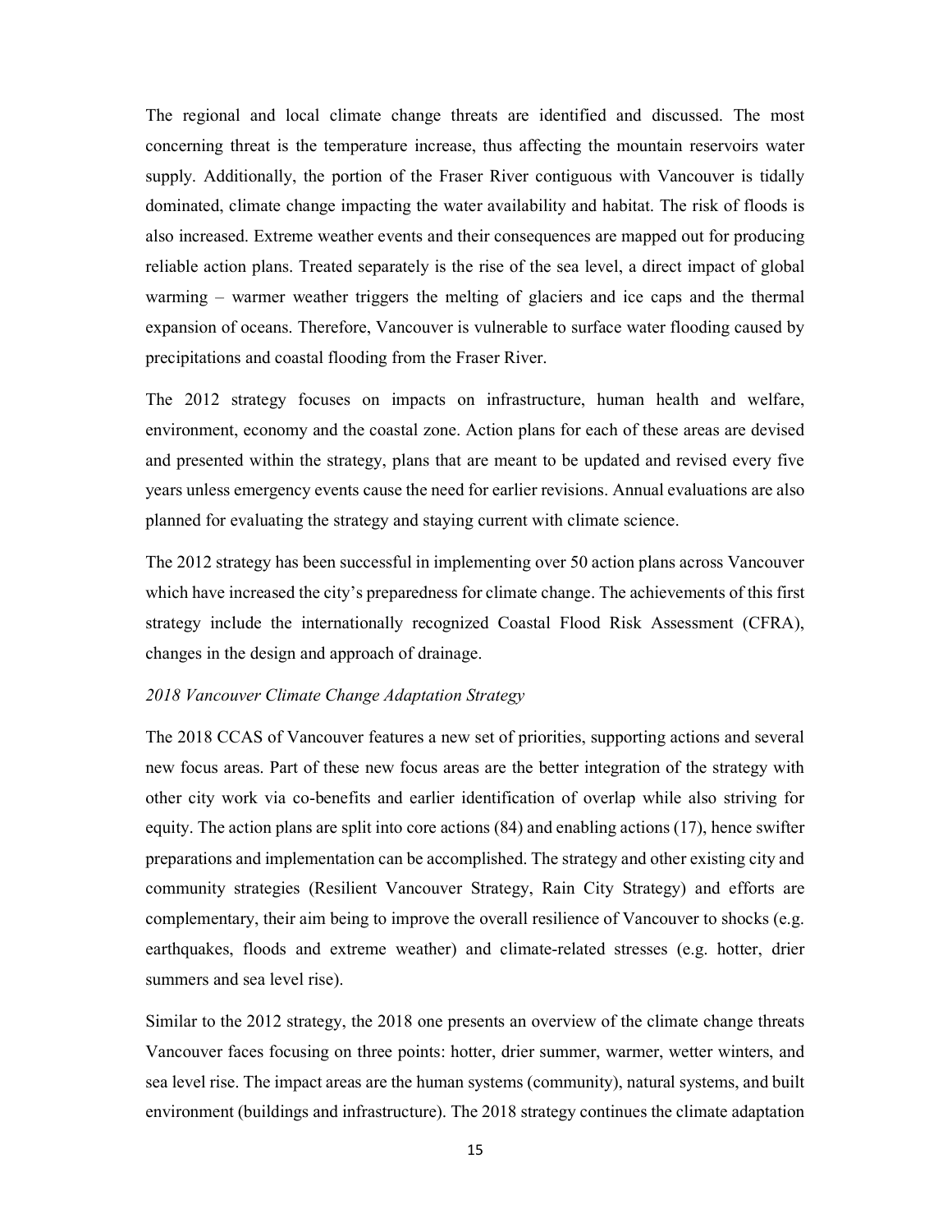The regional and local climate change threats are identified and discussed. The most concerning threat is the temperature increase, thus affecting the mountain reservoirs water supply. Additionally, the portion of the Fraser River contiguous with Vancouver is tidally dominated, climate change impacting the water availability and habitat. The risk of floods is also increased. Extreme weather events and their consequences are mapped out for producing reliable action plans. Treated separately is the rise of the sea level, a direct impact of global warming – warmer weather triggers the melting of glaciers and ice caps and the thermal expansion of oceans. Therefore, Vancouver is vulnerable to surface water flooding caused by precipitations and coastal flooding from the Fraser River.

The 2012 strategy focuses on impacts on infrastructure, human health and welfare, environment, economy and the coastal zone. Action plans for each of these areas are devised and presented within the strategy, plans that are meant to be updated and revised every five years unless emergency events cause the need for earlier revisions. Annual evaluations are also planned for evaluating the strategy and staying current with climate science.

The 2012 strategy has been successful in implementing over 50 action plans across Vancouver which have increased the city's preparedness for climate change. The achievements of this first strategy include the internationally recognized Coastal Flood Risk Assessment (CFRA), changes in the design and approach of drainage.

*2018 Vancouver Climate Change Adaptation Strategy*

The 2018 CCAS of Vancouver features a new set of priorities, supporting actions and several new focus areas. Part of these new focus areas are the better integration of the strategy with other city work via co-benefits and earlier identification of overlap while also striving for equity. The action plans are split into core actions (84) and enabling actions (17), hence swifter preparations and implementation can be accomplished. The strategy and other existing city and community strategies (Resilient Vancouver Strategy, Rain City Strategy) and efforts are complementary, their aim being to improve the overall resilience of Vancouver to shocks (e.g. earthquakes, floods and extreme weather) and climate-related stresses (e.g. hotter, drier summers and sea level rise).

Similar to the 2012 strategy, the 2018 one presents an overview of the climate change threats Vancouver faces focusing on three points: hotter, drier summer, warmer, wetter winters, and sea level rise. The impact areas are the human systems (community), natural systems, and built environment (buildings and infrastructure). The 2018 strategy continues the climate adaptation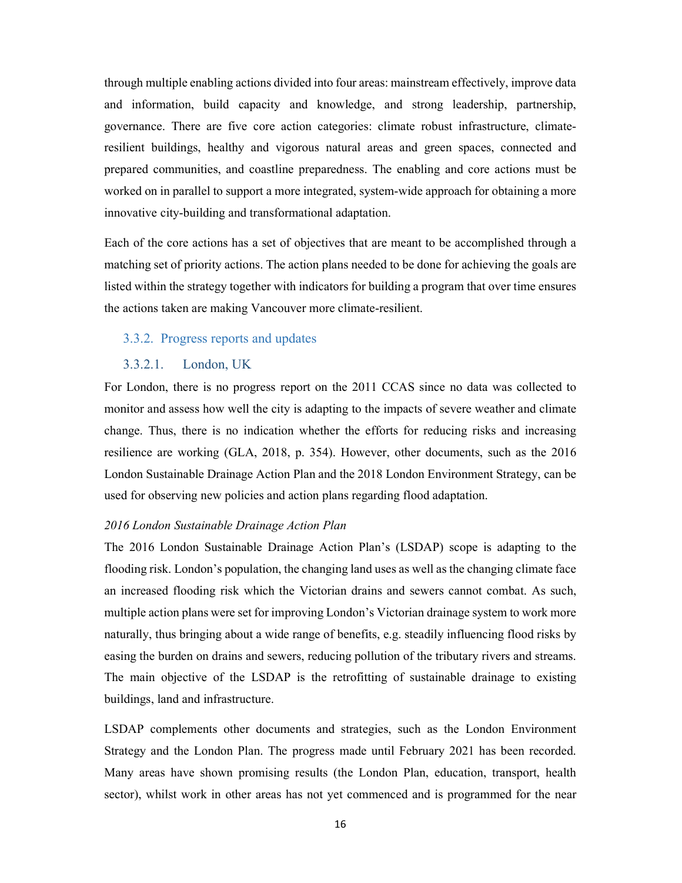through multiple enabling actions divided into four areas: mainstream effectively, improve data and information, build capacity and knowledge, and strong leadership, partnership, governance. There are five core action categories: climate robust infrastructure, climate-resilient buildings, healthy and vigorous natural areas and green spaces, connected and prepared communities, and coastline preparedness. The enabling and core actions must be worked on in parallel to support a more integrated, system-wide approach for obtaining a more innovative city-building and transformational adaptation.

Each of the core actions has a set of objectives that are meant to be accomplished through a matching set of priority actions. The action plans needed to be done for achieving the goals are listed within the strategy together with indicators for building a program that over time ensures the actions taken are making Vancouver more climate-resilient.

### 3.3.2. Progress reports and updates

#### 3.3.2.1. London, UK

For London, there is no progress report on the 2011 CCAS since no data was collected to monitor and assess how well the city is adapting to the impacts of severe weather and climate change. Thus, there is no indication whether the efforts for reducing risks and increasing resilience are working (GLA, 2018, p. 354). However, other documents, such as the 2016 London Sustainable Drainage Action Plan and the 2018 London Environment Strategy, can be used for observing new policies and action plans regarding flood adaptation.

*2016 London Sustainable Drainage Action Plan*

The 2016 London Sustainable Drainage Action Plan's (LSDAP) scope is adapting to the flooding risk. London's population, the changing land uses as well as the changing climate face an increased flooding risk which the Victorian drains and sewers cannot combat. As such, multiple action plans were set for improving London's Victorian drainage system to work more naturally, thus bringing about a wide range of benefits, e.g. steadily influencing flood risks by easing the burden on drains and sewers, reducing pollution of the tributary rivers and streams. The main objective of the LSDAP is the retrofitting of sustainable drainage to existing buildings, land and infrastructure.

LSDAP complements other documents and strategies, such as the London Environment Strategy and the London Plan. The progress made until February 2021 has been recorded. Many areas have shown promising results (the London Plan, education, transport, health sector), whilst work in other areas has not yet commenced and is programmed for the near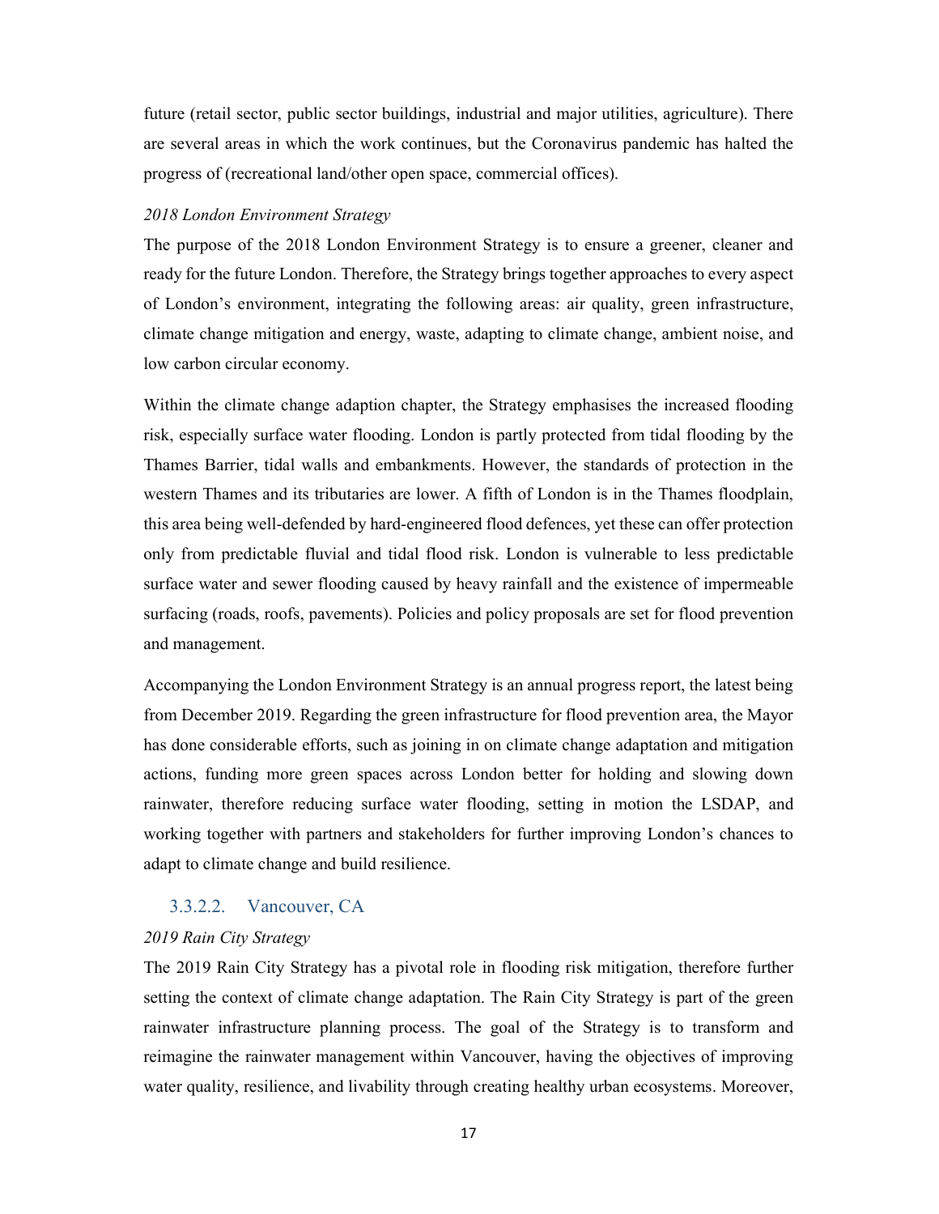future (retail sector, public sector buildings, industrial and major utilities, agriculture). There are several areas in which the work continues, but the Coronavirus pandemic has halted the progress of (recreational land/other open space, commercial offices).

*2018 London Environment Strategy*

The purpose of the 2018 London Environment Strategy is to ensure a greener, cleaner and ready for the future London. Therefore, the Strategy brings together approaches to every aspect of London's environment, integrating the following areas: air quality, green infrastructure, climate change mitigation and energy, waste, adapting to climate change, ambient noise, and low carbon circular economy.

Within the climate change adaption chapter, the Strategy emphasises the increased flooding risk, especially surface water flooding. London is partly protected from tidal flooding by the Thames Barrier, tidal walls and embankments. However, the standards of protection in the western Thames and its tributaries are lower. A fifth of London is in the Thames floodplain, this area being well-defended by hard-engineered flood defences, yet these can offer protection only from predictable fluvial and tidal flood risk. London is vulnerable to less predictable surface water and sewer flooding caused by heavy rainfall and the existence of impermeable surfacing (roads, roofs, pavements). Policies and policy proposals are set for flood prevention and management.

Accompanying the London Environment Strategy is an annual progress report, the latest being from December 2019. Regarding the green infrastructure for flood prevention area, the Mayor has done considerable efforts, such as joining in on climate change adaptation and mitigation actions, funding more green spaces across London better for holding and slowing down rainwater, therefore reducing surface water flooding, setting in motion the LSDAP, and working together with partners and stakeholders for further improving London's chances to adapt to climate change and build resilience.

#### 3.3.2.2. Vancouver, CA

*2019 Rain City Strategy*

The 2019 Rain City Strategy has a pivotal role in flooding risk mitigation, therefore further setting the context of climate change adaptation. The Rain City Strategy is part of the green rainwater infrastructure planning process. The goal of the Strategy is to transform and reimagine the rainwater management within Vancouver, having the objectives of improving water quality, resilience, and livability through creating healthy urban ecosystems. Moreover,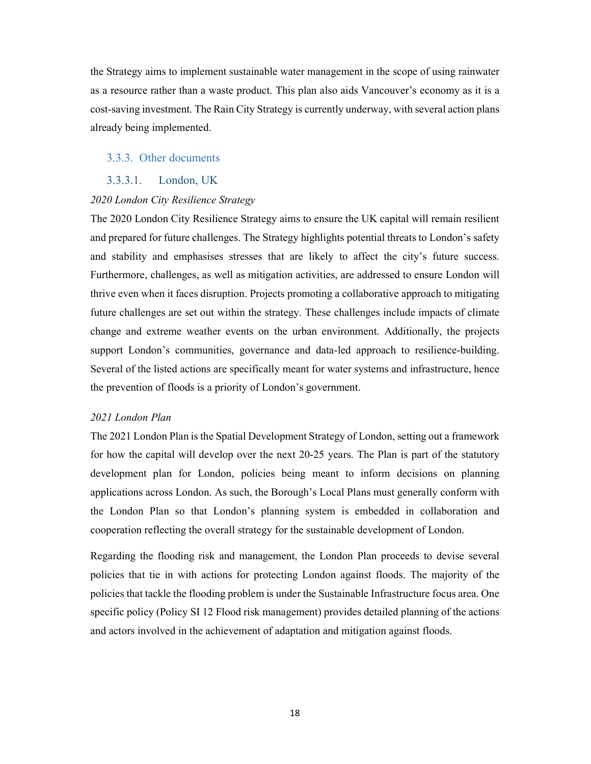the Strategy aims to implement sustainable water management in the scope of using rainwater as a resource rather than a waste product. This plan also aids Vancouver's economy as it is a cost-saving investment. The Rain City Strategy is currently underway, with several action plans already being implemented.

### 3.3.3. Other documents

#### 3.3.3.1. London, UK

*2020 London City Resilience Strategy*

The 2020 London City Resilience Strategy aims to ensure the UK capital will remain resilient and prepared for future challenges. The Strategy highlights potential threats to London's safety and stability and emphasises stresses that are likely to affect the city's future success. Furthermore, challenges, as well as mitigation activities, are addressed to ensure London will thrive even when it faces disruption. Projects promoting a collaborative approach to mitigating future challenges are set out within the strategy. These challenges include impacts of climate change and extreme weather events on the urban environment. Additionally, the projects support London's communities, governance and data-led approach to resilience-building. Several of the listed actions are specifically meant for water systems and infrastructure, hence the prevention of floods is a priority of London's government.

*2021 London Plan*

The 2021 London Plan is the Spatial Development Strategy of London, setting out a framework for how the capital will develop over the next 20-25 years. The Plan is part of the statutory development plan for London, policies being meant to inform decisions on planning applications across London. As such, the Borough's Local Plans must generally conform with the London Plan so that London's planning system is embedded in collaboration and cooperation reflecting the overall strategy for the sustainable development of London.

Regarding the flooding risk and management, the London Plan proceeds to devise several policies that tie in with actions for protecting London against floods. The majority of the policies that tackle the flooding problem is under the Sustainable Infrastructure focus area. One specific policy (Policy SI 12 Flood risk management) provides detailed planning of the actions and actors involved in the achievement of adaptation and mitigation against floods.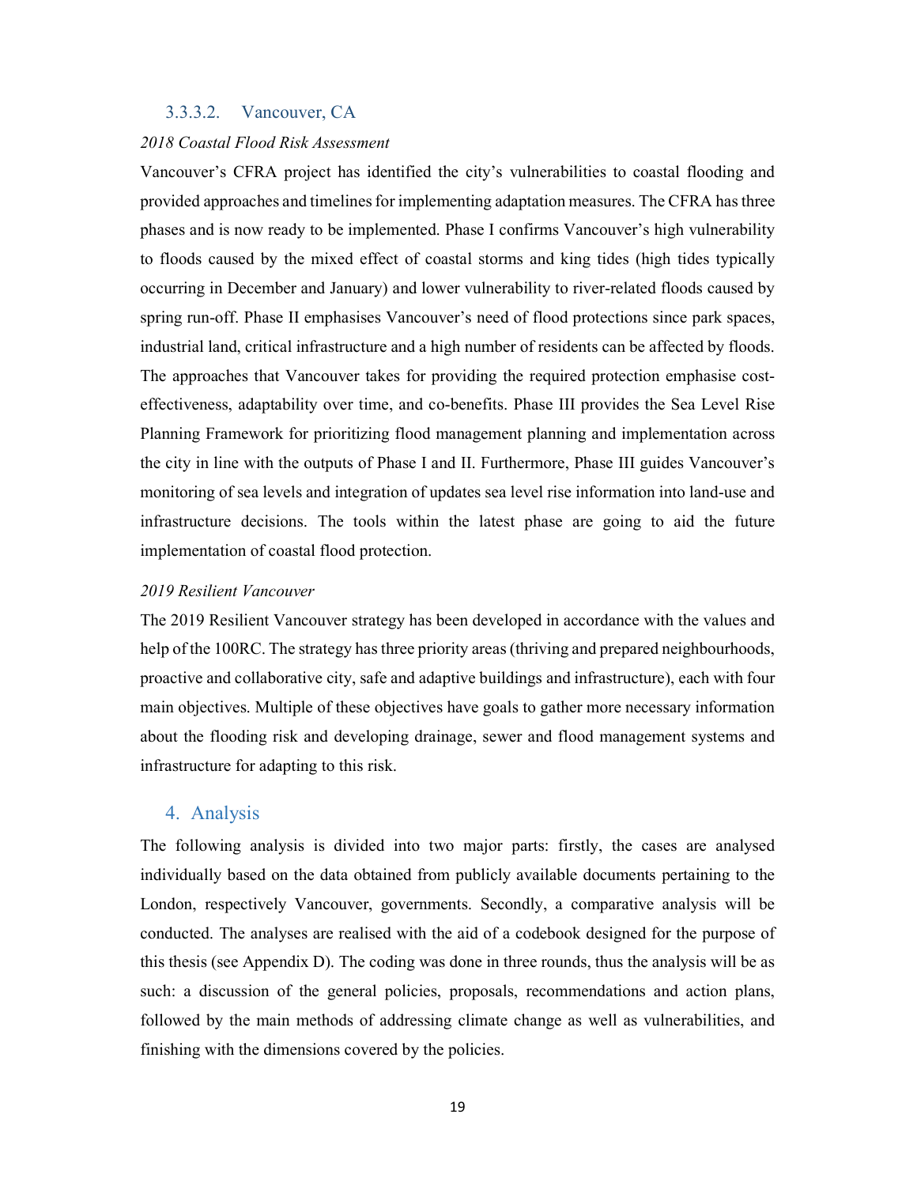#### 3.3.3.2. Vancouver, CA

*2018 Coastal Flood Risk Assessment*

Vancouver's CFRA project has identified the city's vulnerabilities to coastal flooding and provided approaches and timelines for implementing adaptation measures. The CFRA has three phases and is now ready to be implemented. Phase I confirms Vancouver's high vulnerability to floods caused by the mixed effect of coastal storms and king tides (high tides typically occurring in December and January) and lower vulnerability to river-related floods caused by spring run-off. Phase II emphasises Vancouver's need of flood protections since park spaces, industrial land, critical infrastructure and a high number of residents can be affected by floods. The approaches that Vancouver takes for providing the required protection emphasise cost-effectiveness, adaptability over time, and co-benefits. Phase III provides the Sea Level Rise Planning Framework for prioritizing flood management planning and implementation across the city in line with the outputs of Phase I and II. Furthermore, Phase III guides Vancouver's monitoring of sea levels and integration of updates sea level rise information into land-use and infrastructure decisions. The tools within the latest phase are going to aid the future implementation of coastal flood protection.

*2019 Resilient Vancouver*

The 2019 Resilient Vancouver strategy has been developed in accordance with the values and help of the 100RC. The strategy has three priority areas (thriving and prepared neighbourhoods, proactive and collaborative city, safe and adaptive buildings and infrastructure), each with four main objectives. Multiple of these objectives have goals to gather more necessary information about the flooding risk and developing drainage, sewer and flood management systems and infrastructure for adapting to this risk.

## 4. Analysis

The following analysis is divided into two major parts: firstly, the cases are analysed individually based on the data obtained from publicly available documents pertaining to the London, respectively Vancouver, governments. Secondly, a comparative analysis will be conducted. The analyses are realised with the aid of a codebook designed for the purpose of this thesis (see Appendix D). The coding was done in three rounds, thus the analysis will be as such: a discussion of the general policies, proposals, recommendations and action plans, followed by the main methods of addressing climate change as well as vulnerabilities, and finishing with the dimensions covered by the policies.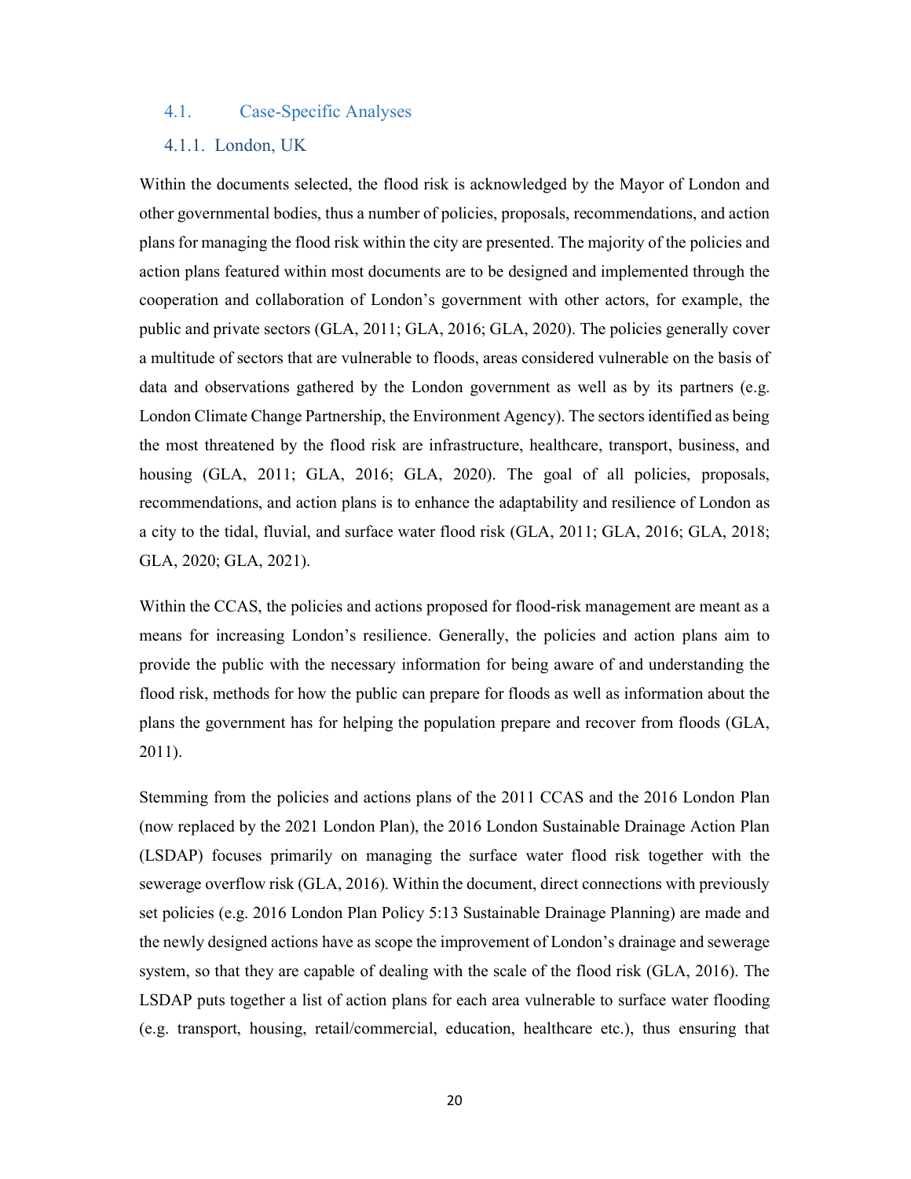## 4.1. Case-Specific Analyses

### 4.1.1. London, UK

Within the documents selected, the flood risk is acknowledged by the Mayor of London and other governmental bodies, thus a number of policies, proposals, recommendations, and action plans for managing the flood risk within the city are presented. The majority of the policies and action plans featured within most documents are to be designed and implemented through the cooperation and collaboration of London's government with other actors, for example, the public and private sectors (GLA, 2011; GLA, 2016; GLA, 2020). The policies generally cover a multitude of sectors that are vulnerable to floods, areas considered vulnerable on the basis of data and observations gathered by the London government as well as by its partners (e.g. London Climate Change Partnership, the Environment Agency). The sectors identified as being the most threatened by the flood risk are infrastructure, healthcare, transport, business, and housing (GLA, 2011; GLA, 2016; GLA, 2020). The goal of all policies, proposals, recommendations, and action plans is to enhance the adaptability and resilience of London as a city to the tidal, fluvial, and surface water flood risk (GLA, 2011; GLA, 2016; GLA, 2018; GLA, 2020; GLA, 2021).

Within the CCAS, the policies and actions proposed for flood-risk management are meant as a means for increasing London's resilience. Generally, the policies and action plans aim to provide the public with the necessary information for being aware of and understanding the flood risk, methods for how the public can prepare for floods as well as information about the plans the government has for helping the population prepare and recover from floods (GLA, 2011).

Stemming from the policies and actions plans of the 2011 CCAS and the 2016 London Plan (now replaced by the 2021 London Plan), the 2016 London Sustainable Drainage Action Plan (LSDAP) focuses primarily on managing the surface water flood risk together with the sewerage overflow risk (GLA, 2016). Within the document, direct connections with previously set policies (e.g. 2016 London Plan Policy 5:13 Sustainable Drainage Planning) are made and the newly designed actions have as scope the improvement of London's drainage and sewerage system, so that they are capable of dealing with the scale of the flood risk (GLA, 2016). The LSDAP puts together a list of action plans for each area vulnerable to surface water flooding (e.g. transport, housing, retail/commercial, education, healthcare etc.), thus ensuring that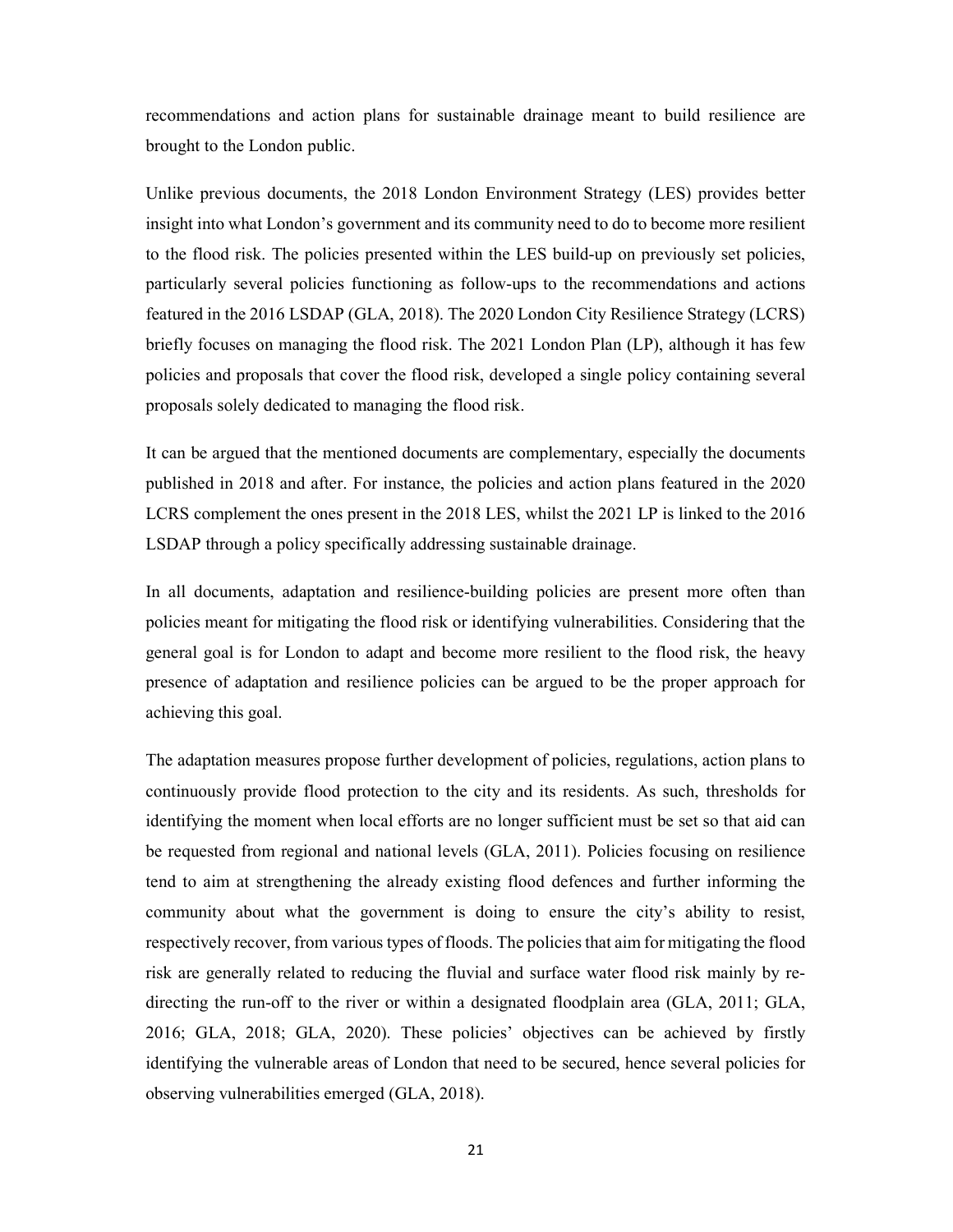recommendations and action plans for sustainable drainage meant to build resilience are brought to the London public.

Unlike previous documents, the 2018 London Environment Strategy (LES) provides better insight into what London's government and its community need to do to become more resilient to the flood risk. The policies presented within the LES build-up on previously set policies, particularly several policies functioning as follow-ups to the recommendations and actions featured in the 2016 LSDAP (GLA, 2018). The 2020 London City Resilience Strategy (LCRS) briefly focuses on managing the flood risk. The 2021 London Plan (LP), although it has few policies and proposals that cover the flood risk, developed a single policy containing several proposals solely dedicated to managing the flood risk.

It can be argued that the mentioned documents are complementary, especially the documents published in 2018 and after. For instance, the policies and action plans featured in the 2020 LCRS complement the ones present in the 2018 LES, whilst the 2021 LP is linked to the 2016 LSDAP through a policy specifically addressing sustainable drainage.

In all documents, adaptation and resilience-building policies are present more often than policies meant for mitigating the flood risk or identifying vulnerabilities. Considering that the general goal is for London to adapt and become more resilient to the flood risk, the heavy presence of adaptation and resilience policies can be argued to be the proper approach for achieving this goal.

The adaptation measures propose further development of policies, regulations, action plans to continuously provide flood protection to the city and its residents. As such, thresholds for identifying the moment when local efforts are no longer sufficient must be set so that aid can be requested from regional and national levels (GLA, 2011). Policies focusing on resilience tend to aim at strengthening the already existing flood defences and further informing the community about what the government is doing to ensure the city's ability to resist, respectively recover, from various types of floods. The policies that aim for mitigating the flood risk are generally related to reducing the fluvial and surface water flood risk mainly by re-directing the run-off to the river or within a designated floodplain area (GLA, 2011; GLA, 2016; GLA, 2018; GLA, 2020). These policies' objectives can be achieved by firstly identifying the vulnerable areas of London that need to be secured, hence several policies for observing vulnerabilities emerged (GLA, 2018).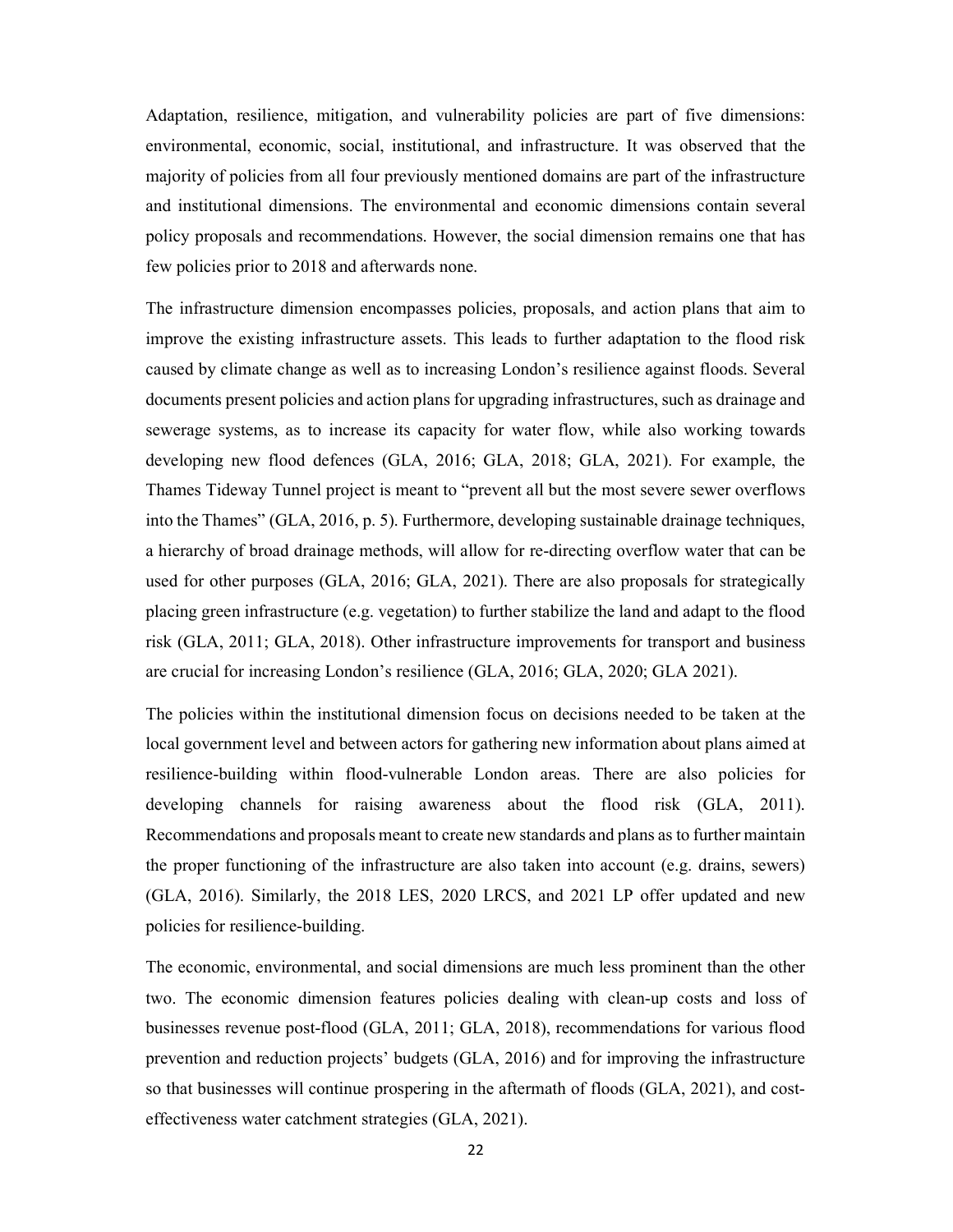Adaptation, resilience, mitigation, and vulnerability policies are part of five dimensions: environmental, economic, social, institutional, and infrastructure. It was observed that the majority of policies from all four previously mentioned domains are part of the infrastructure and institutional dimensions. The environmental and economic dimensions contain several policy proposals and recommendations. However, the social dimension remains one that has few policies prior to 2018 and afterwards none.

The infrastructure dimension encompasses policies, proposals, and action plans that aim to improve the existing infrastructure assets. This leads to further adaptation to the flood risk caused by climate change as well as to increasing London's resilience against floods. Several documents present policies and action plans for upgrading infrastructures, such as drainage and sewerage systems, as to increase its capacity for water flow, while also working towards developing new flood defences (GLA, 2016; GLA, 2018; GLA, 2021). For example, the Thames Tideway Tunnel project is meant to "prevent all but the most severe sewer overflows into the Thames" (GLA, 2016, p. 5). Furthermore, developing sustainable drainage techniques, a hierarchy of broad drainage methods, will allow for re-directing overflow water that can be used for other purposes (GLA, 2016; GLA, 2021). There are also proposals for strategically placing green infrastructure (e.g. vegetation) to further stabilize the land and adapt to the flood risk (GLA, 2011; GLA, 2018). Other infrastructure improvements for transport and business are crucial for increasing London's resilience (GLA, 2016; GLA, 2020; GLA 2021).

The policies within the institutional dimension focus on decisions needed to be taken at the local government level and between actors for gathering new information about plans aimed at resilience-building within flood-vulnerable London areas. There are also policies for developing channels for raising awareness about the flood risk (GLA, 2011). Recommendations and proposals meant to create new standards and plans as to further maintain the proper functioning of the infrastructure are also taken into account (e.g. drains, sewers) (GLA, 2016). Similarly, the 2018 LES, 2020 LRCS, and 2021 LP offer updated and new policies for resilience-building.

The economic, environmental, and social dimensions are much less prominent than the other two. The economic dimension features policies dealing with clean-up costs and loss of businesses revenue post-flood (GLA, 2011; GLA, 2018), recommendations for various flood prevention and reduction projects' budgets (GLA, 2016) and for improving the infrastructure so that businesses will continue prospering in the aftermath of floods (GLA, 2021), and cost-effectiveness water catchment strategies (GLA, 2021).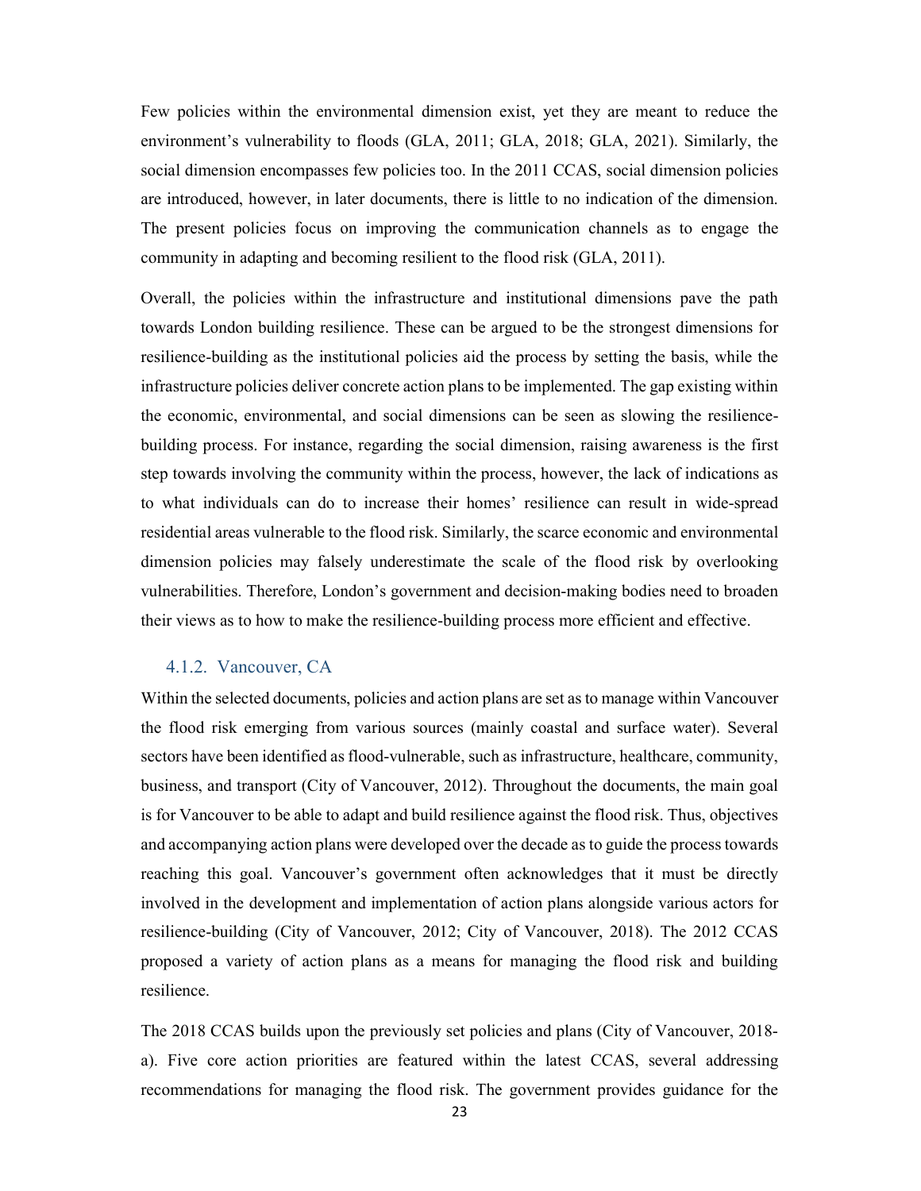Few policies within the environmental dimension exist, yet they are meant to reduce the environment's vulnerability to floods (GLA, 2011; GLA, 2018; GLA, 2021). Similarly, the social dimension encompasses few policies too. In the 2011 CCAS, social dimension policies are introduced, however, in later documents, there is little to no indication of the dimension. The present policies focus on improving the communication channels as to engage the community in adapting and becoming resilient to the flood risk (GLA, 2011).

Overall, the policies within the infrastructure and institutional dimensions pave the path towards London building resilience. These can be argued to be the strongest dimensions for resilience-building as the institutional policies aid the process by setting the basis, while the infrastructure policies deliver concrete action plans to be implemented. The gap existing within the economic, environmental, and social dimensions can be seen as slowing the resilience-building process. For instance, regarding the social dimension, raising awareness is the first step towards involving the community within the process, however, the lack of indications as to what individuals can do to increase their homes' resilience can result in wide-spread residential areas vulnerable to the flood risk. Similarly, the scarce economic and environmental dimension policies may falsely underestimate the scale of the flood risk by overlooking vulnerabilities. Therefore, London's government and decision-making bodies need to broaden their views as to how to make the resilience-building process more efficient and effective.

### 4.1.2. Vancouver, CA

Within the selected documents, policies and action plans are set as to manage within Vancouver the flood risk emerging from various sources (mainly coastal and surface water). Several sectors have been identified as flood-vulnerable, such as infrastructure, healthcare, community, business, and transport (City of Vancouver, 2012). Throughout the documents, the main goal is for Vancouver to be able to adapt and build resilience against the flood risk. Thus, objectives and accompanying action plans were developed over the decade as to guide the process towards reaching this goal. Vancouver's government often acknowledges that it must be directly involved in the development and implementation of action plans alongside various actors for resilience-building (City of Vancouver, 2012; City of Vancouver, 2018). The 2012 CCAS proposed a variety of action plans as a means for managing the flood risk and building resilience.

The 2018 CCAS builds upon the previously set policies and plans (City of Vancouver, 2018-a). Five core action priorities are featured within the latest CCAS, several addressing recommendations for managing the flood risk. The government provides guidance for the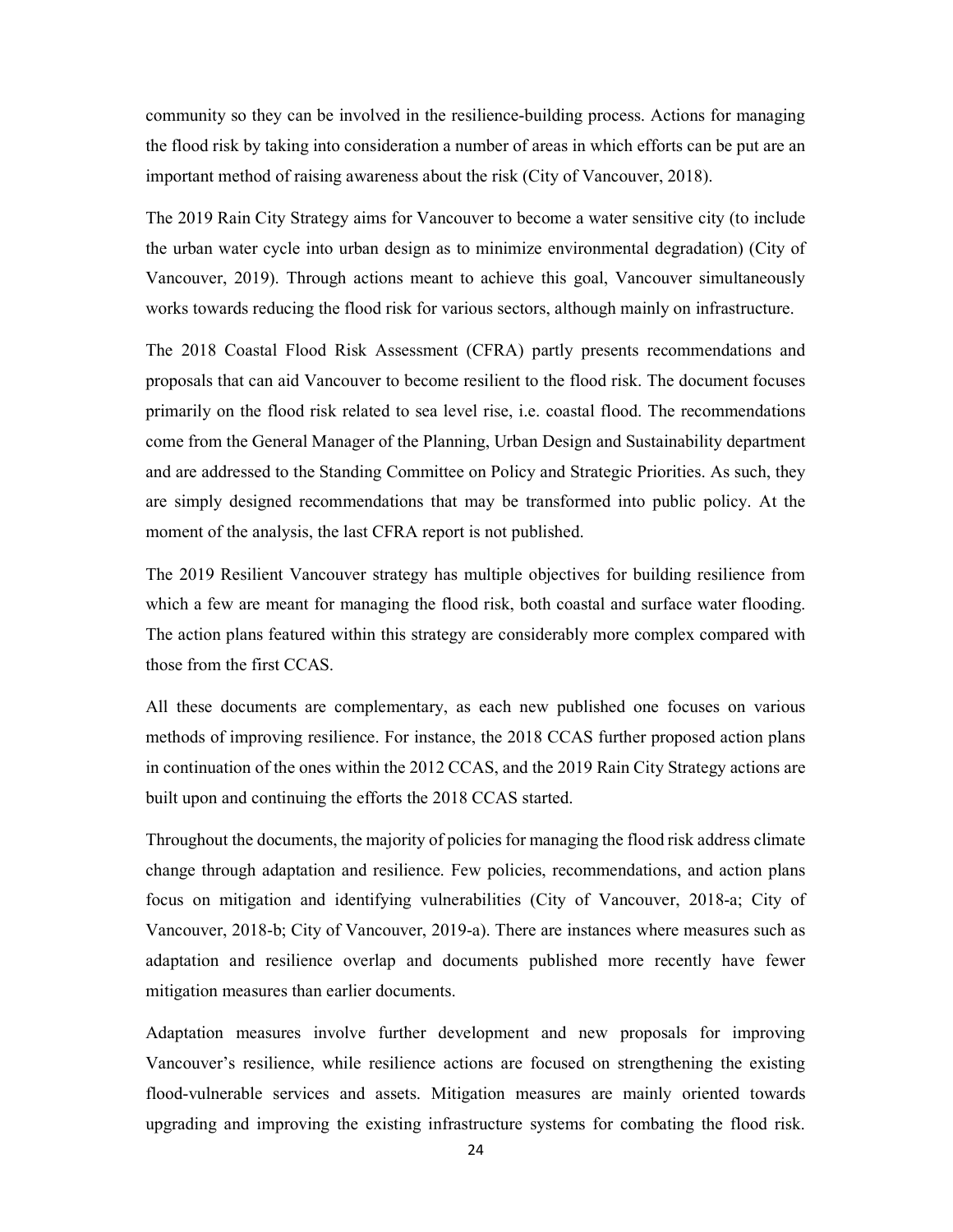community so they can be involved in the resilience-building process. Actions for managing the flood risk by taking into consideration a number of areas in which efforts can be put are an important method of raising awareness about the risk (City of Vancouver, 2018).

The 2019 Rain City Strategy aims for Vancouver to become a water sensitive city (to include the urban water cycle into urban design as to minimize environmental degradation) (City of Vancouver, 2019). Through actions meant to achieve this goal, Vancouver simultaneously works towards reducing the flood risk for various sectors, although mainly on infrastructure.

The 2018 Coastal Flood Risk Assessment (CFRA) partly presents recommendations and proposals that can aid Vancouver to become resilient to the flood risk. The document focuses primarily on the flood risk related to sea level rise, i.e. coastal flood. The recommendations come from the General Manager of the Planning, Urban Design and Sustainability department and are addressed to the Standing Committee on Policy and Strategic Priorities. As such, they are simply designed recommendations that may be transformed into public policy. At the moment of the analysis, the last CFRA report is not published.

The 2019 Resilient Vancouver strategy has multiple objectives for building resilience from which a few are meant for managing the flood risk, both coastal and surface water flooding. The action plans featured within this strategy are considerably more complex compared with those from the first CCAS.

All these documents are complementary, as each new published one focuses on various methods of improving resilience. For instance, the 2018 CCAS further proposed action plans in continuation of the ones within the 2012 CCAS, and the 2019 Rain City Strategy actions are built upon and continuing the efforts the 2018 CCAS started.

Throughout the documents, the majority of policies for managing the flood risk address climate change through adaptation and resilience. Few policies, recommendations, and action plans focus on mitigation and identifying vulnerabilities (City of Vancouver, 2018-a; City of Vancouver, 2018-b; City of Vancouver, 2019-a). There are instances where measures such as adaptation and resilience overlap and documents published more recently have fewer mitigation measures than earlier documents.

Adaptation measures involve further development and new proposals for improving Vancouver's resilience, while resilience actions are focused on strengthening the existing flood-vulnerable services and assets. Mitigation measures are mainly oriented towards upgrading and improving the existing infrastructure systems for combating the flood risk.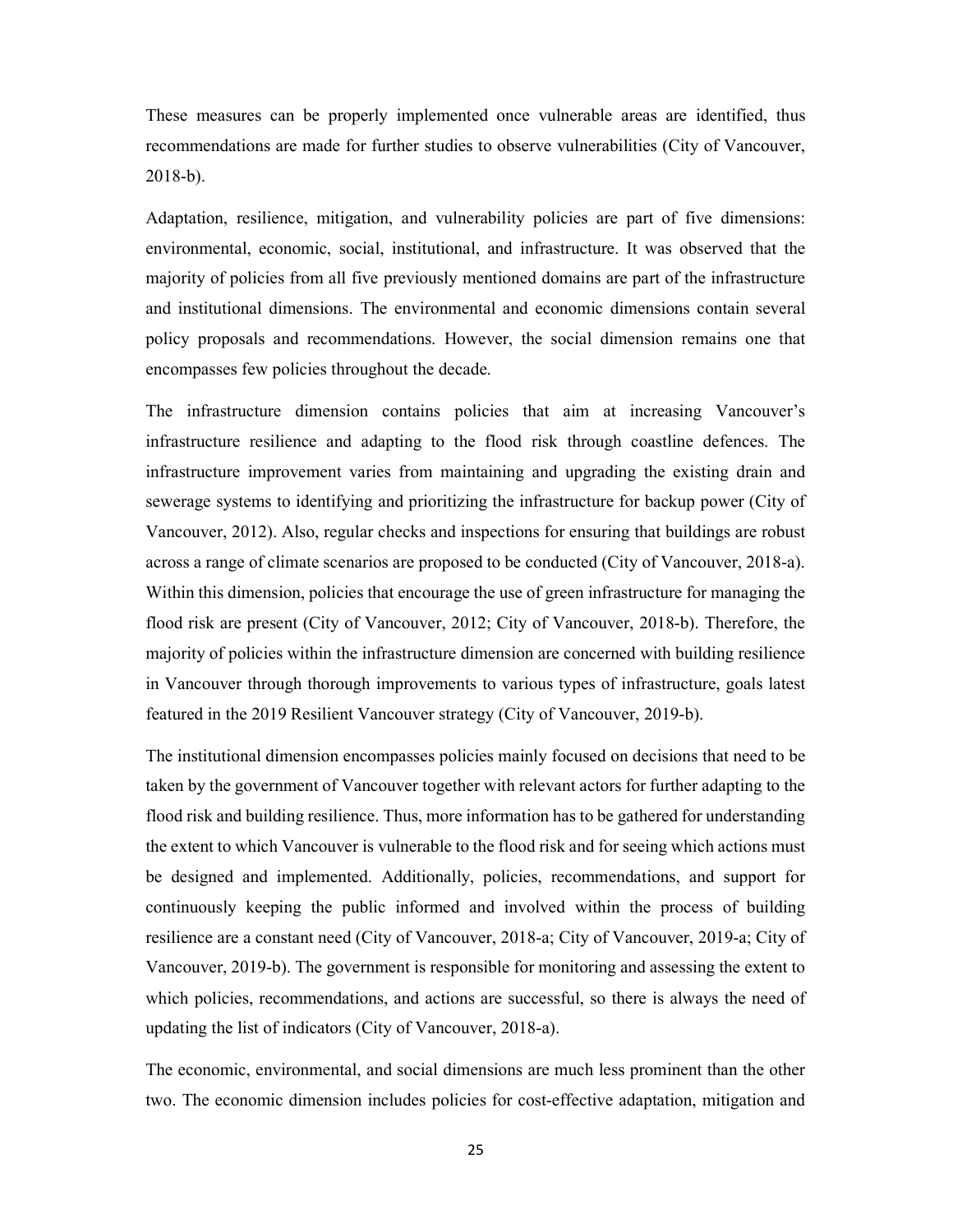These measures can be properly implemented once vulnerable areas are identified, thus recommendations are made for further studies to observe vulnerabilities (City of Vancouver, 2018-b).

Adaptation, resilience, mitigation, and vulnerability policies are part of five dimensions: environmental, economic, social, institutional, and infrastructure. It was observed that the majority of policies from all five previously mentioned domains are part of the infrastructure and institutional dimensions. The environmental and economic dimensions contain several policy proposals and recommendations. However, the social dimension remains one that encompasses few policies throughout the decade.

The infrastructure dimension contains policies that aim at increasing Vancouver's infrastructure resilience and adapting to the flood risk through coastline defences. The infrastructure improvement varies from maintaining and upgrading the existing drain and sewerage systems to identifying and prioritizing the infrastructure for backup power (City of Vancouver, 2012). Also, regular checks and inspections for ensuring that buildings are robust across a range of climate scenarios are proposed to be conducted (City of Vancouver, 2018-a). Within this dimension, policies that encourage the use of green infrastructure for managing the flood risk are present (City of Vancouver, 2012; City of Vancouver, 2018-b). Therefore, the majority of policies within the infrastructure dimension are concerned with building resilience in Vancouver through thorough improvements to various types of infrastructure, goals latest featured in the 2019 Resilient Vancouver strategy (City of Vancouver, 2019-b).

The institutional dimension encompasses policies mainly focused on decisions that need to be taken by the government of Vancouver together with relevant actors for further adapting to the flood risk and building resilience. Thus, more information has to be gathered for understanding the extent to which Vancouver is vulnerable to the flood risk and for seeing which actions must be designed and implemented. Additionally, policies, recommendations, and support for continuously keeping the public informed and involved within the process of building resilience are a constant need (City of Vancouver, 2018-a; City of Vancouver, 2019-a; City of Vancouver, 2019-b). The government is responsible for monitoring and assessing the extent to which policies, recommendations, and actions are successful, so there is always the need of updating the list of indicators (City of Vancouver, 2018-a).

The economic, environmental, and social dimensions are much less prominent than the other two. The economic dimension includes policies for cost-effective adaptation, mitigation and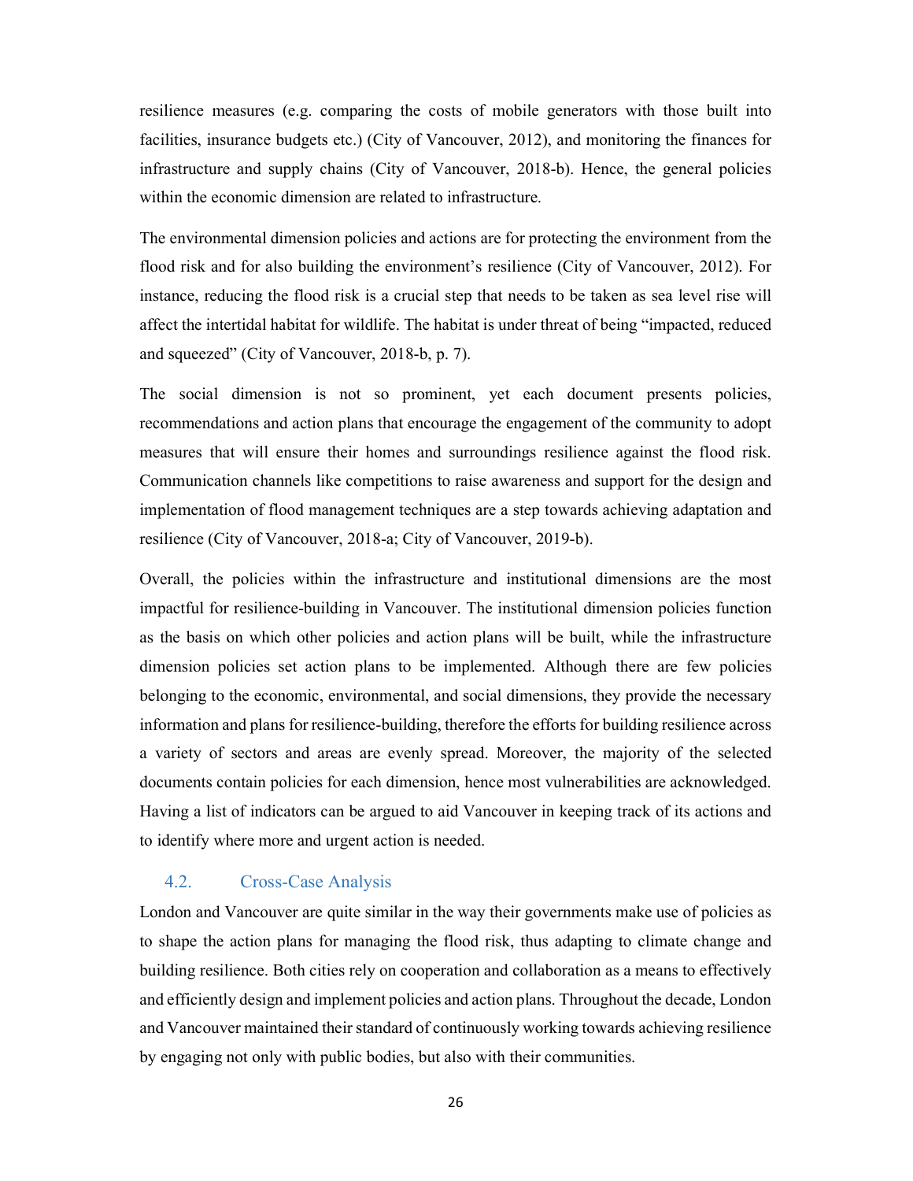resilience measures (e.g. comparing the costs of mobile generators with those built into facilities, insurance budgets etc.) (City of Vancouver, 2012), and monitoring the finances for infrastructure and supply chains (City of Vancouver, 2018-b). Hence, the general policies within the economic dimension are related to infrastructure.

The environmental dimension policies and actions are for protecting the environment from the flood risk and for also building the environment's resilience (City of Vancouver, 2012). For instance, reducing the flood risk is a crucial step that needs to be taken as sea level rise will affect the intertidal habitat for wildlife. The habitat is under threat of being "impacted, reduced and squeezed" (City of Vancouver, 2018-b, p. 7).

The social dimension is not so prominent, yet each document presents policies, recommendations and action plans that encourage the engagement of the community to adopt measures that will ensure their homes and surroundings resilience against the flood risk. Communication channels like competitions to raise awareness and support for the design and implementation of flood management techniques are a step towards achieving adaptation and resilience (City of Vancouver, 2018-a; City of Vancouver, 2019-b).

Overall, the policies within the infrastructure and institutional dimensions are the most impactful for resilience-building in Vancouver. The institutional dimension policies function as the basis on which other policies and action plans will be built, while the infrastructure dimension policies set action plans to be implemented. Although there are few policies belonging to the economic, environmental, and social dimensions, they provide the necessary information and plans for resilience-building, therefore the efforts for building resilience across a variety of sectors and areas are evenly spread. Moreover, the majority of the selected documents contain policies for each dimension, hence most vulnerabilities are acknowledged. Having a list of indicators can be argued to aid Vancouver in keeping track of its actions and to identify where more and urgent action is needed.

### 4.2. Cross-Case Analysis

London and Vancouver are quite similar in the way their governments make use of policies as to shape the action plans for managing the flood risk, thus adapting to climate change and building resilience. Both cities rely on cooperation and collaboration as a means to effectively and efficiently design and implement policies and action plans. Throughout the decade, London and Vancouver maintained their standard of continuously working towards achieving resilience by engaging not only with public bodies, but also with their communities.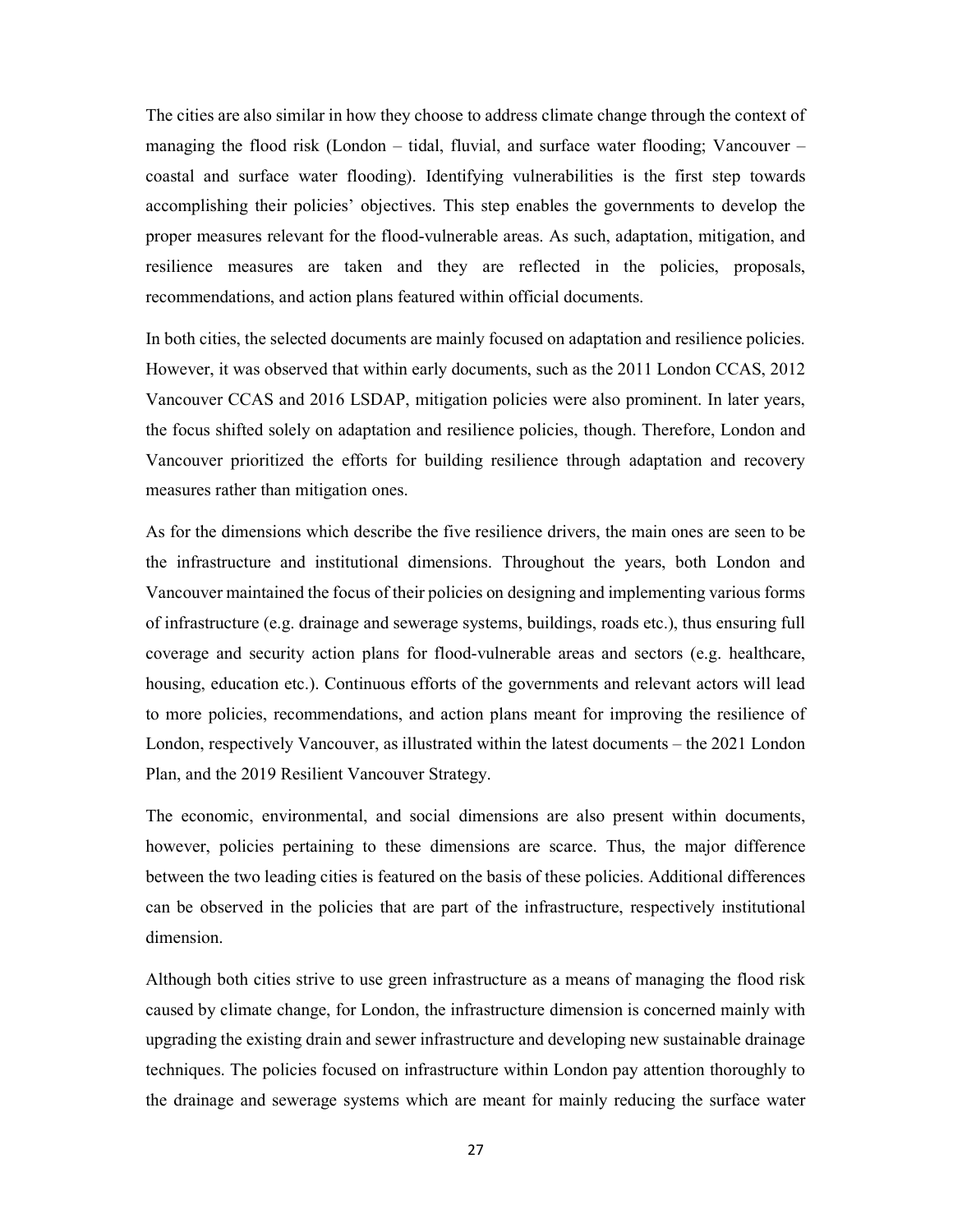The cities are also similar in how they choose to address climate change through the context of managing the flood risk (London – tidal, fluvial, and surface water flooding; Vancouver – coastal and surface water flooding). Identifying vulnerabilities is the first step towards accomplishing their policies' objectives. This step enables the governments to develop the proper measures relevant for the flood-vulnerable areas. As such, adaptation, mitigation, and resilience measures are taken and they are reflected in the policies, proposals, recommendations, and action plans featured within official documents.

In both cities, the selected documents are mainly focused on adaptation and resilience policies. However, it was observed that within early documents, such as the 2011 London CCAS, 2012 Vancouver CCAS and 2016 LSDAP, mitigation policies were also prominent. In later years, the focus shifted solely on adaptation and resilience policies, though. Therefore, London and Vancouver prioritized the efforts for building resilience through adaptation and recovery measures rather than mitigation ones.

As for the dimensions which describe the five resilience drivers, the main ones are seen to be the infrastructure and institutional dimensions. Throughout the years, both London and Vancouver maintained the focus of their policies on designing and implementing various forms of infrastructure (e.g. drainage and sewerage systems, buildings, roads etc.), thus ensuring full coverage and security action plans for flood-vulnerable areas and sectors (e.g. healthcare, housing, education etc.). Continuous efforts of the governments and relevant actors will lead to more policies, recommendations, and action plans meant for improving the resilience of London, respectively Vancouver, as illustrated within the latest documents – the 2021 London Plan, and the 2019 Resilient Vancouver Strategy.

The economic, environmental, and social dimensions are also present within documents, however, policies pertaining to these dimensions are scarce. Thus, the major difference between the two leading cities is featured on the basis of these policies. Additional differences can be observed in the policies that are part of the infrastructure, respectively institutional dimension.

Although both cities strive to use green infrastructure as a means of managing the flood risk caused by climate change, for London, the infrastructure dimension is concerned mainly with upgrading the existing drain and sewer infrastructure and developing new sustainable drainage techniques. The policies focused on infrastructure within London pay attention thoroughly to the drainage and sewerage systems which are meant for mainly reducing the surface water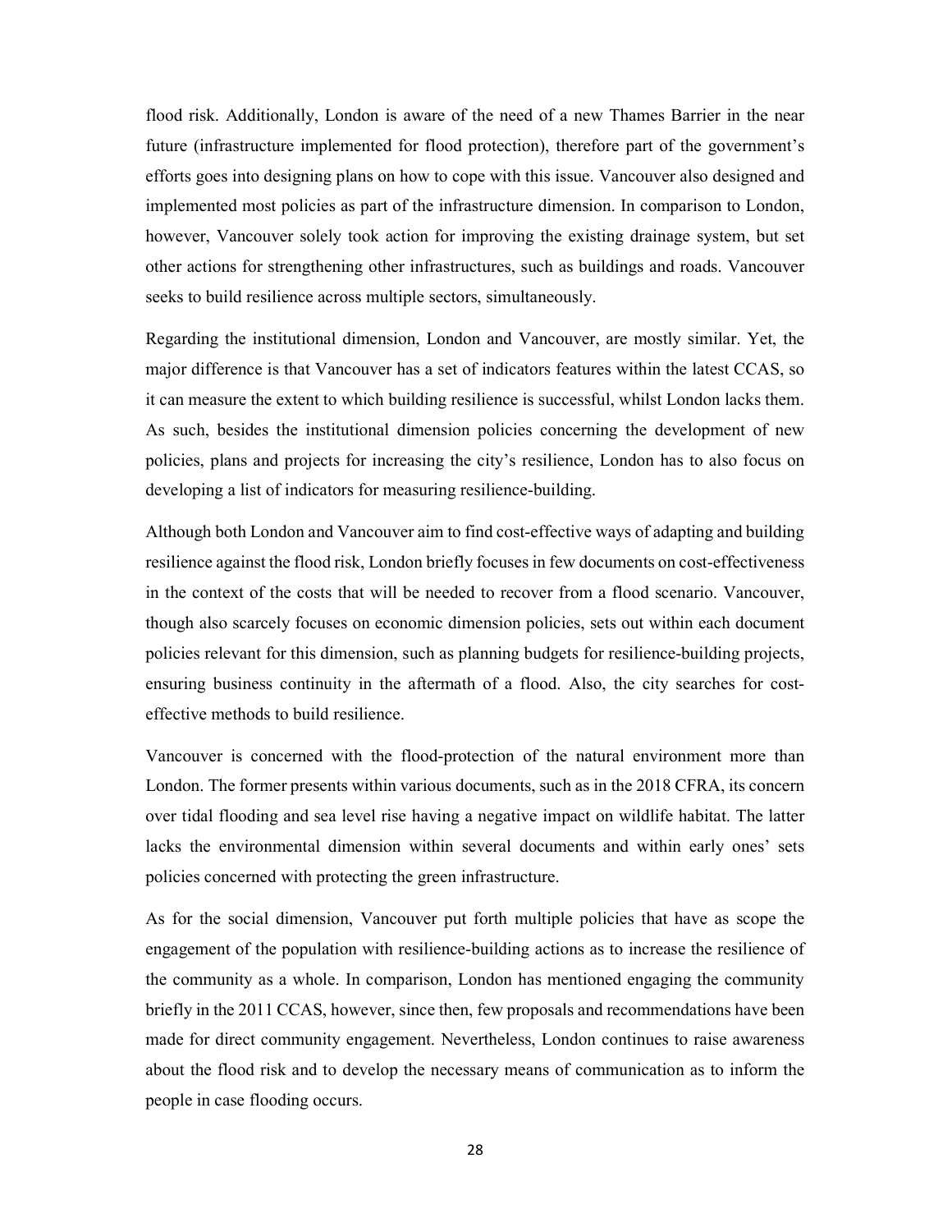flood risk. Additionally, London is aware of the need of a new Thames Barrier in the near future (infrastructure implemented for flood protection), therefore part of the government's efforts goes into designing plans on how to cope with this issue. Vancouver also designed and implemented most policies as part of the infrastructure dimension. In comparison to London, however, Vancouver solely took action for improving the existing drainage system, but set other actions for strengthening other infrastructures, such as buildings and roads. Vancouver seeks to build resilience across multiple sectors, simultaneously.

Regarding the institutional dimension, London and Vancouver, are mostly similar. Yet, the major difference is that Vancouver has a set of indicators features within the latest CCAS, so it can measure the extent to which building resilience is successful, whilst London lacks them. As such, besides the institutional dimension policies concerning the development of new policies, plans and projects for increasing the city's resilience, London has to also focus on developing a list of indicators for measuring resilience-building.

Although both London and Vancouver aim to find cost-effective ways of adapting and building resilience against the flood risk, London briefly focuses in few documents on cost-effectiveness in the context of the costs that will be needed to recover from a flood scenario. Vancouver, though also scarcely focuses on economic dimension policies, sets out within each document policies relevant for this dimension, such as planning budgets for resilience-building projects, ensuring business continuity in the aftermath of a flood. Also, the city searches for cost-effective methods to build resilience.

Vancouver is concerned with the flood-protection of the natural environment more than London. The former presents within various documents, such as in the 2018 CFRA, its concern over tidal flooding and sea level rise having a negative impact on wildlife habitat. The latter lacks the environmental dimension within several documents and within early ones' sets policies concerned with protecting the green infrastructure.

As for the social dimension, Vancouver put forth multiple policies that have as scope the engagement of the population with resilience-building actions as to increase the resilience of the community as a whole. In comparison, London has mentioned engaging the community briefly in the 2011 CCAS, however, since then, few proposals and recommendations have been made for direct community engagement. Nevertheless, London continues to raise awareness about the flood risk and to develop the necessary means of communication as to inform the people in case flooding occurs.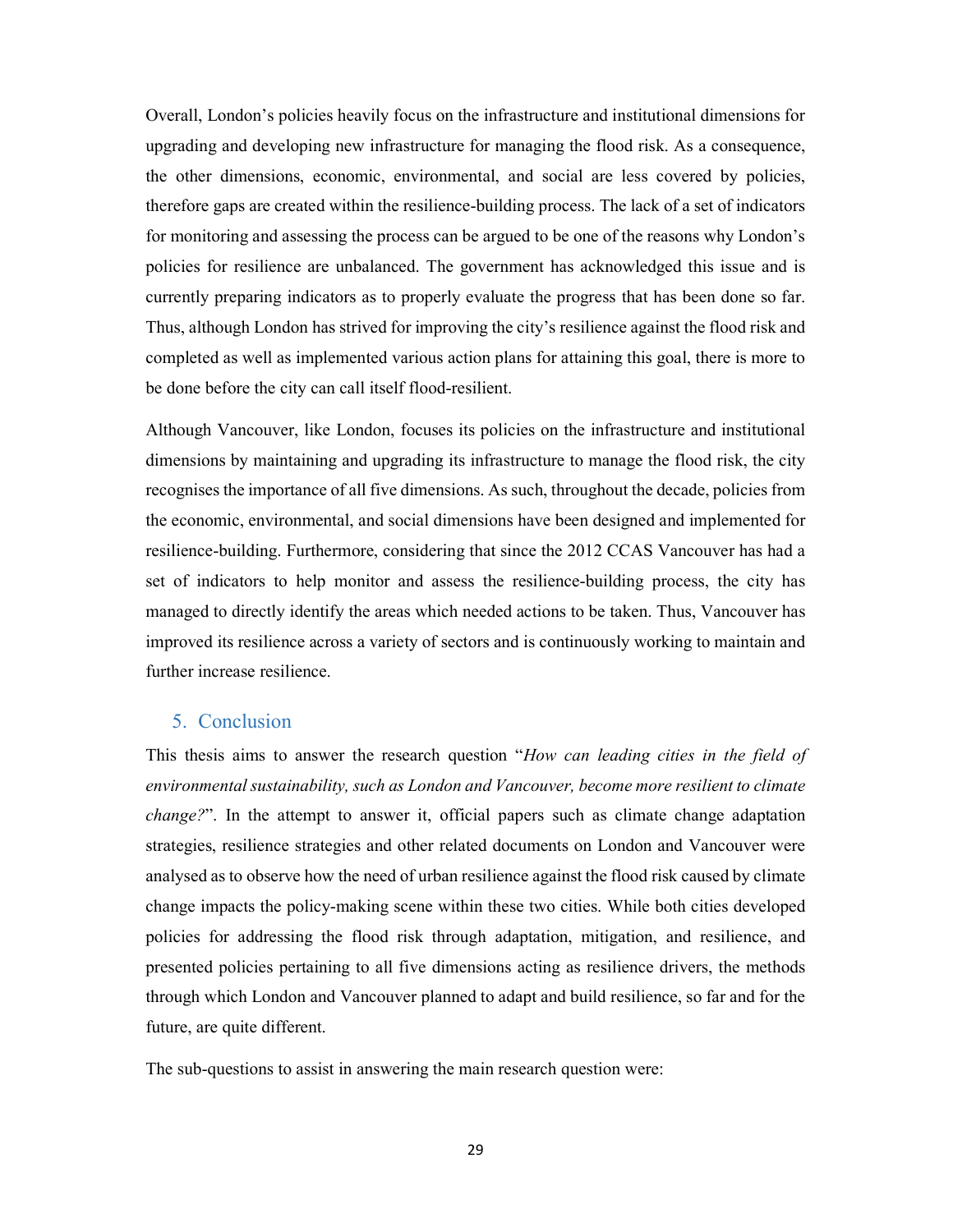Overall, London's policies heavily focus on the infrastructure and institutional dimensions for upgrading and developing new infrastructure for managing the flood risk. As a consequence, the other dimensions, economic, environmental, and social are less covered by policies, therefore gaps are created within the resilience-building process. The lack of a set of indicators for monitoring and assessing the process can be argued to be one of the reasons why London's policies for resilience are unbalanced. The government has acknowledged this issue and is currently preparing indicators as to properly evaluate the progress that has been done so far. Thus, although London has strived for improving the city's resilience against the flood risk and completed as well as implemented various action plans for attaining this goal, there is more to be done before the city can call itself flood-resilient.

Although Vancouver, like London, focuses its policies on the infrastructure and institutional dimensions by maintaining and upgrading its infrastructure to manage the flood risk, the city recognises the importance of all five dimensions. As such, throughout the decade, policies from the economic, environmental, and social dimensions have been designed and implemented for resilience-building. Furthermore, considering that since the 2012 CCAS Vancouver has had a set of indicators to help monitor and assess the resilience-building process, the city has managed to directly identify the areas which needed actions to be taken. Thus, Vancouver has improved its resilience across a variety of sectors and is continuously working to maintain and further increase resilience.

## 5. Conclusion

This thesis aims to answer the research question "*How can leading cities in the field of environmental sustainability, such as London and Vancouver, become more resilient to climate change?*". In the attempt to answer it, official papers such as climate change adaptation strategies, resilience strategies and other related documents on London and Vancouver were analysed as to observe how the need of urban resilience against the flood risk caused by climate change impacts the policy-making scene within these two cities. While both cities developed policies for addressing the flood risk through adaptation, mitigation, and resilience, and presented policies pertaining to all five dimensions acting as resilience drivers, the methods through which London and Vancouver planned to adapt and build resilience, so far and for the future, are quite different.

The sub-questions to assist in answering the main research question were: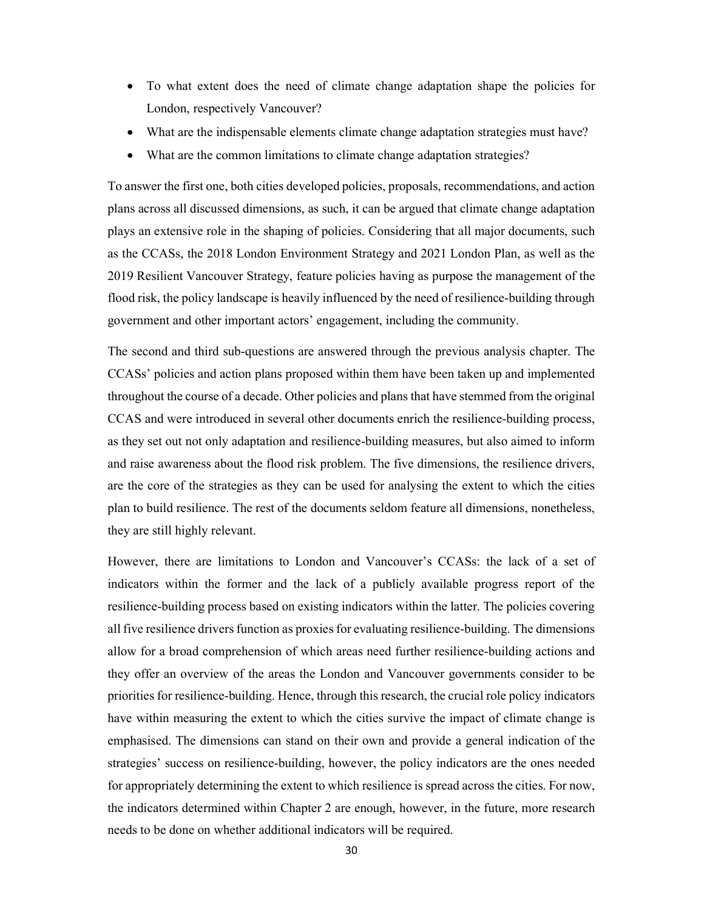- To what extent does the need of climate change adaptation shape the policies for London, respectively Vancouver?
- What are the indispensable elements climate change adaptation strategies must have?
- What are the common limitations to climate change adaptation strategies?

To answer the first one, both cities developed policies, proposals, recommendations, and action plans across all discussed dimensions, as such, it can be argued that climate change adaptation plays an extensive role in the shaping of policies. Considering that all major documents, such as the CCASs, the 2018 London Environment Strategy and 2021 London Plan, as well as the 2019 Resilient Vancouver Strategy, feature policies having as purpose the management of the flood risk, the policy landscape is heavily influenced by the need of resilience-building through government and other important actors' engagement, including the community.

The second and third sub-questions are answered through the previous analysis chapter. The CCASs' policies and action plans proposed within them have been taken up and implemented throughout the course of a decade. Other policies and plans that have stemmed from the original CCAS and were introduced in several other documents enrich the resilience-building process, as they set out not only adaptation and resilience-building measures, but also aimed to inform and raise awareness about the flood risk problem. The five dimensions, the resilience drivers, are the core of the strategies as they can be used for analysing the extent to which the cities plan to build resilience. The rest of the documents seldom feature all dimensions, nonetheless, they are still highly relevant.

However, there are limitations to London and Vancouver's CCASs: the lack of a set of indicators within the former and the lack of a publicly available progress report of the resilience-building process based on existing indicators within the latter. The policies covering all five resilience drivers function as proxies for evaluating resilience-building. The dimensions allow for a broad comprehension of which areas need further resilience-building actions and they offer an overview of the areas the London and Vancouver governments consider to be priorities for resilience-building. Hence, through this research, the crucial role policy indicators have within measuring the extent to which the cities survive the impact of climate change is emphasised. The dimensions can stand on their own and provide a general indication of the strategies' success on resilience-building, however, the policy indicators are the ones needed for appropriately determining the extent to which resilience is spread across the cities. For now, the indicators determined within Chapter 2 are enough, however, in the future, more research needs to be done on whether additional indicators will be required.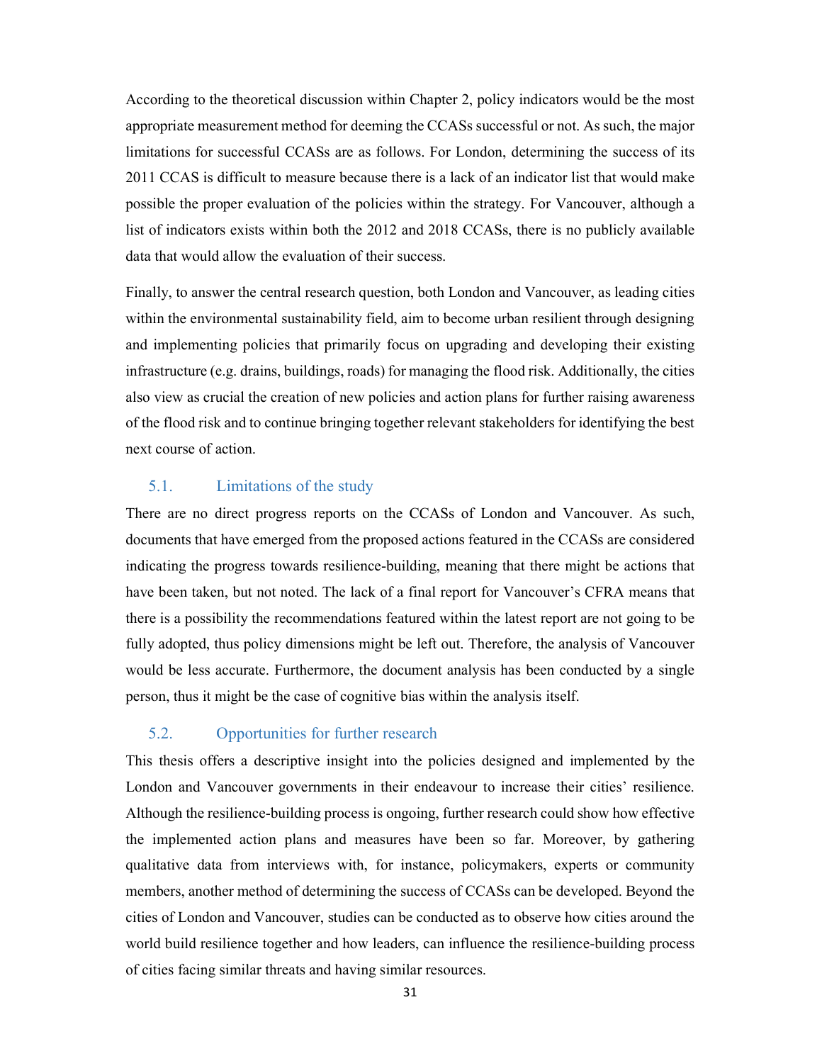According to the theoretical discussion within Chapter 2, policy indicators would be the most appropriate measurement method for deeming the CCASs successful or not. As such, the major limitations for successful CCASs are as follows. For London, determining the success of its 2011 CCAS is difficult to measure because there is a lack of an indicator list that would make possible the proper evaluation of the policies within the strategy. For Vancouver, although a list of indicators exists within both the 2012 and 2018 CCASs, there is no publicly available data that would allow the evaluation of their success.

Finally, to answer the central research question, both London and Vancouver, as leading cities within the environmental sustainability field, aim to become urban resilient through designing and implementing policies that primarily focus on upgrading and developing their existing infrastructure (e.g. drains, buildings, roads) for managing the flood risk. Additionally, the cities also view as crucial the creation of new policies and action plans for further raising awareness of the flood risk and to continue bringing together relevant stakeholders for identifying the best next course of action.

## 5.1. Limitations of the study

There are no direct progress reports on the CCASs of London and Vancouver. As such, documents that have emerged from the proposed actions featured in the CCASs are considered indicating the progress towards resilience-building, meaning that there might be actions that have been taken, but not noted. The lack of a final report for Vancouver's CFRA means that there is a possibility the recommendations featured within the latest report are not going to be fully adopted, thus policy dimensions might be left out. Therefore, the analysis of Vancouver would be less accurate. Furthermore, the document analysis has been conducted by a single person, thus it might be the case of cognitive bias within the analysis itself.

## 5.2. Opportunities for further research

This thesis offers a descriptive insight into the policies designed and implemented by the London and Vancouver governments in their endeavour to increase their cities' resilience. Although the resilience-building process is ongoing, further research could show how effective the implemented action plans and measures have been so far. Moreover, by gathering qualitative data from interviews with, for instance, policymakers, experts or community members, another method of determining the success of CCASs can be developed. Beyond the cities of London and Vancouver, studies can be conducted as to observe how cities around the world build resilience together and how leaders, can influence the resilience-building process of cities facing similar threats and having similar resources.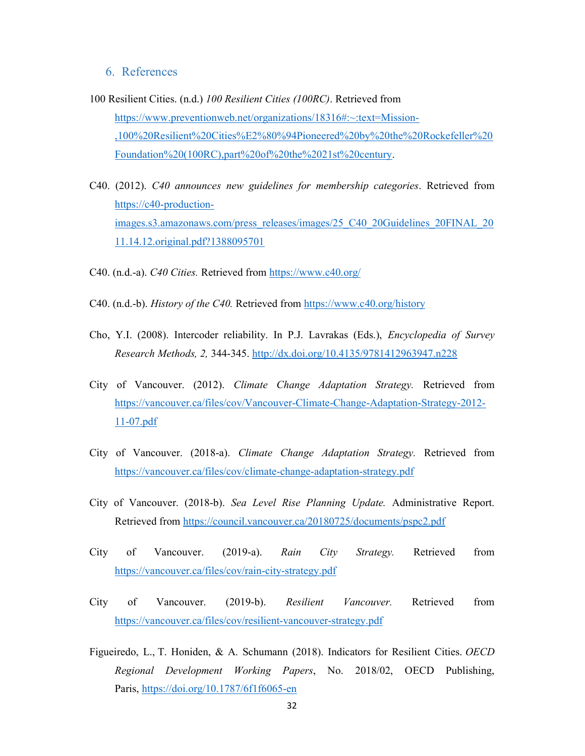## 6. References

100 Resilient Cities. (n.d.) *100 Resilient Cities (100RC)*. Retrieved from https://www.preventionweb.net/organizations/18316#:~:text=Mission-,100%20Resilient%20Cities%E2%80%94Pioneered%20by%20the%20Rockefeller%20Foundation%20(100RC),part%20of%20the%2021st%20century.

C40. (2012). *C40 announces new guidelines for membership categories*. Retrieved from https://c40-production-images.s3.amazonaws.com/press_releases/images/25_C40_20Guidelines_20FINAL_2011.14.12.original.pdf?1388095701

C40. (n.d.-a). *C40 Cities.* Retrieved from https://www.c40.org/

C40. (n.d.-b). *History of the C40.* Retrieved from https://www.c40.org/history

Cho, Y.I. (2008). Intercoder reliability. In P.J. Lavrakas (Eds.), *Encyclopedia of Survey Research Methods, 2,* 344-345. http://dx.doi.org/10.4135/9781412963947.n228

City of Vancouver. (2012). *Climate Change Adaptation Strategy.* Retrieved from https://vancouver.ca/files/cov/Vancouver-Climate-Change-Adaptation-Strategy-2012-11-07.pdf

City of Vancouver. (2018-a). *Climate Change Adaptation Strategy.* Retrieved from https://vancouver.ca/files/cov/climate-change-adaptation-strategy.pdf

City of Vancouver. (2018-b). *Sea Level Rise Planning Update.* Administrative Report. Retrieved from https://council.vancouver.ca/20180725/documents/pspc2.pdf

City of Vancouver. (2019-a). *Rain City Strategy.* Retrieved from https://vancouver.ca/files/cov/rain-city-strategy.pdf

City of Vancouver. (2019-b). *Resilient Vancouver.* Retrieved from https://vancouver.ca/files/cov/resilient-vancouver-strategy.pdf

Figueiredo, L., T. Honiden, & A. Schumann (2018). Indicators for Resilient Cities. *OECD Regional Development Working Papers*, No. 2018/02, OECD Publishing, Paris, https://doi.org/10.1787/6f1f6065-en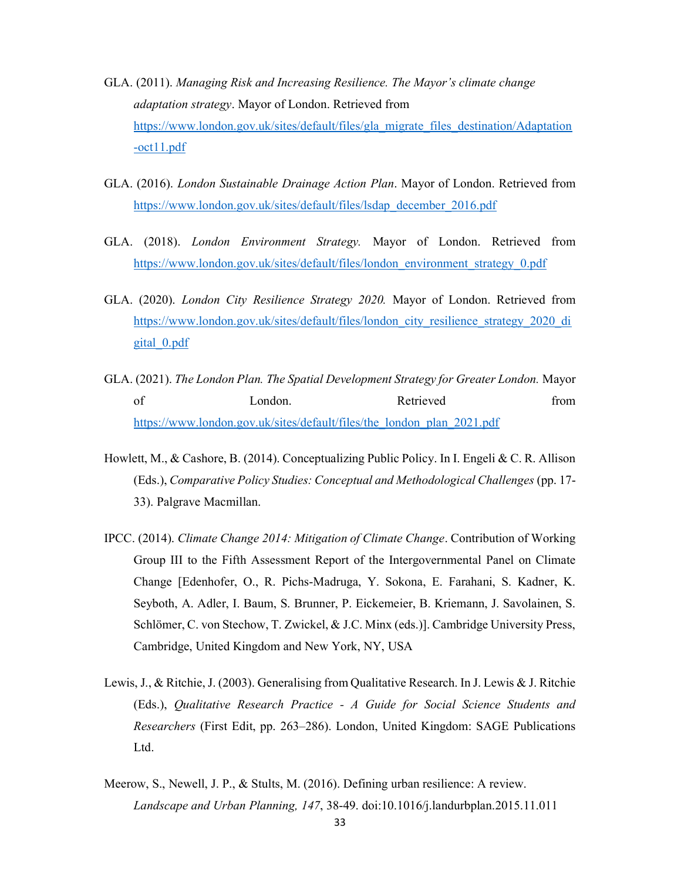GLA. (2011). *Managing Risk and Increasing Resilience. The Mayor's climate change adaptation strategy*. Mayor of London. Retrieved from https://www.london.gov.uk/sites/default/files/gla_migrate_files_destination/Adaptation-oct11.pdf

GLA. (2016). *London Sustainable Drainage Action Plan*. Mayor of London. Retrieved from https://www.london.gov.uk/sites/default/files/lsdap_december_2016.pdf

GLA. (2018). *London Environment Strategy.* Mayor of London. Retrieved from https://www.london.gov.uk/sites/default/files/london_environment_strategy_0.pdf

GLA. (2020). *London City Resilience Strategy 2020.* Mayor of London. Retrieved from https://www.london.gov.uk/sites/default/files/london_city_resilience_strategy_2020_digital_0.pdf

GLA. (2021). *The London Plan. The Spatial Development Strategy for Greater London.* Mayor of London. Retrieved from https://www.london.gov.uk/sites/default/files/the_london_plan_2021.pdf

Howlett, M., & Cashore, B. (2014). Conceptualizing Public Policy. In I. Engeli & C. R. Allison (Eds.), *Comparative Policy Studies: Conceptual and Methodological Challenges* (pp. 17-33). Palgrave Macmillan.

IPCC. (2014). *Climate Change 2014: Mitigation of Climate Change*. Contribution of Working Group III to the Fifth Assessment Report of the Intergovernmental Panel on Climate Change [Edenhofer, O., R. Pichs-Madruga, Y. Sokona, E. Farahani, S. Kadner, K. Seyboth, A. Adler, I. Baum, S. Brunner, P. Eickemeier, B. Kriemann, J. Savolainen, S. Schlömer, C. von Stechow, T. Zwickel, & J.C. Minx (eds.)]. Cambridge University Press, Cambridge, United Kingdom and New York, NY, USA

Lewis, J., & Ritchie, J. (2003). Generalising from Qualitative Research. In J. Lewis & J. Ritchie (Eds.), *Qualitative Research Practice - A Guide for Social Science Students and Researchers* (First Edit, pp. 263–286). London, United Kingdom: SAGE Publications Ltd.

Meerow, S., Newell, J. P., & Stults, M. (2016). Defining urban resilience: A review. *Landscape and Urban Planning, 147*, 38-49. doi:10.1016/j.landurbplan.2015.11.011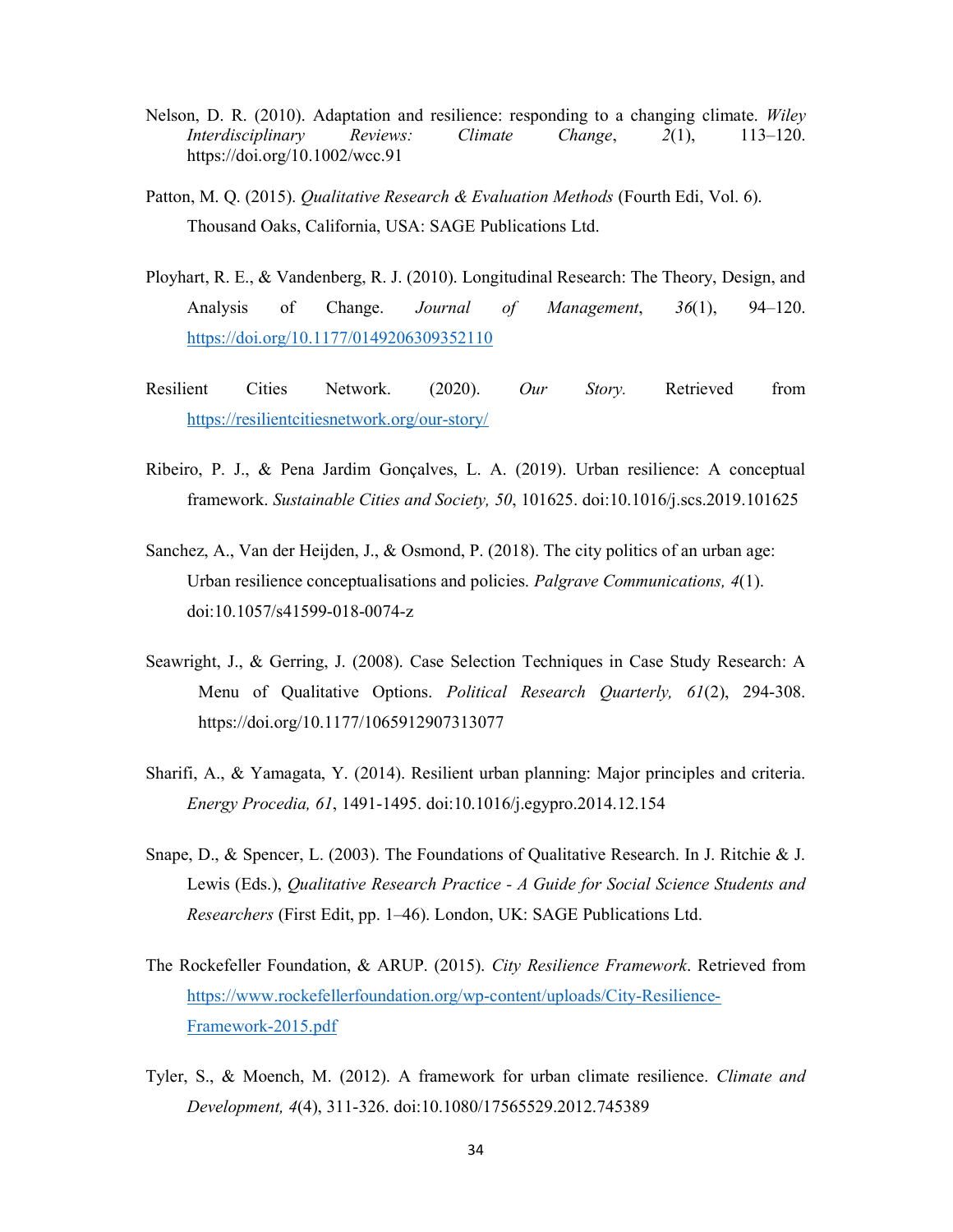Nelson, D. R. (2010). Adaptation and resilience: responding to a changing climate. *Wiley Interdisciplinary Reviews: Climate Change*, *2*(1), 113–120. https://doi.org/10.1002/wcc.91

Patton, M. Q. (2015). *Qualitative Research & Evaluation Methods* (Fourth Edi, Vol. 6). Thousand Oaks, California, USA: SAGE Publications Ltd.

Ployhart, R. E., & Vandenberg, R. J. (2010). Longitudinal Research: The Theory, Design, and Analysis of Change. *Journal of Management*, *36*(1), 94–120. https://doi.org/10.1177/0149206309352110

Resilient Cities Network. (2020). *Our Story.* Retrieved from https://resilientcitiesnetwork.org/our-story/

Ribeiro, P. J., & Pena Jardim Gonçalves, L. A. (2019). Urban resilience: A conceptual framework. *Sustainable Cities and Society, 50*, 101625. doi:10.1016/j.scs.2019.101625

Sanchez, A., Van der Heijden, J., & Osmond, P. (2018). The city politics of an urban age: Urban resilience conceptualisations and policies. *Palgrave Communications, 4*(1). doi:10.1057/s41599-018-0074-z

Seawright, J., & Gerring, J. (2008). Case Selection Techniques in Case Study Research: A Menu of Qualitative Options. *Political Research Quarterly, 61*(2), 294-308. https://doi.org/10.1177/1065912907313077

Sharifi, A., & Yamagata, Y. (2014). Resilient urban planning: Major principles and criteria. *Energy Procedia, 61*, 1491-1495. doi:10.1016/j.egypro.2014.12.154

Snape, D., & Spencer, L. (2003). The Foundations of Qualitative Research. In J. Ritchie & J. Lewis (Eds.), *Qualitative Research Practice - A Guide for Social Science Students and Researchers* (First Edit, pp. 1–46). London, UK: SAGE Publications Ltd.

The Rockefeller Foundation, & ARUP. (2015). *City Resilience Framework*. Retrieved from https://www.rockefellerfoundation.org/wp-content/uploads/City-Resilience-Framework-2015.pdf

Tyler, S., & Moench, M. (2012). A framework for urban climate resilience. *Climate and Development, 4*(4), 311-326. doi:10.1080/17565529.2012.745389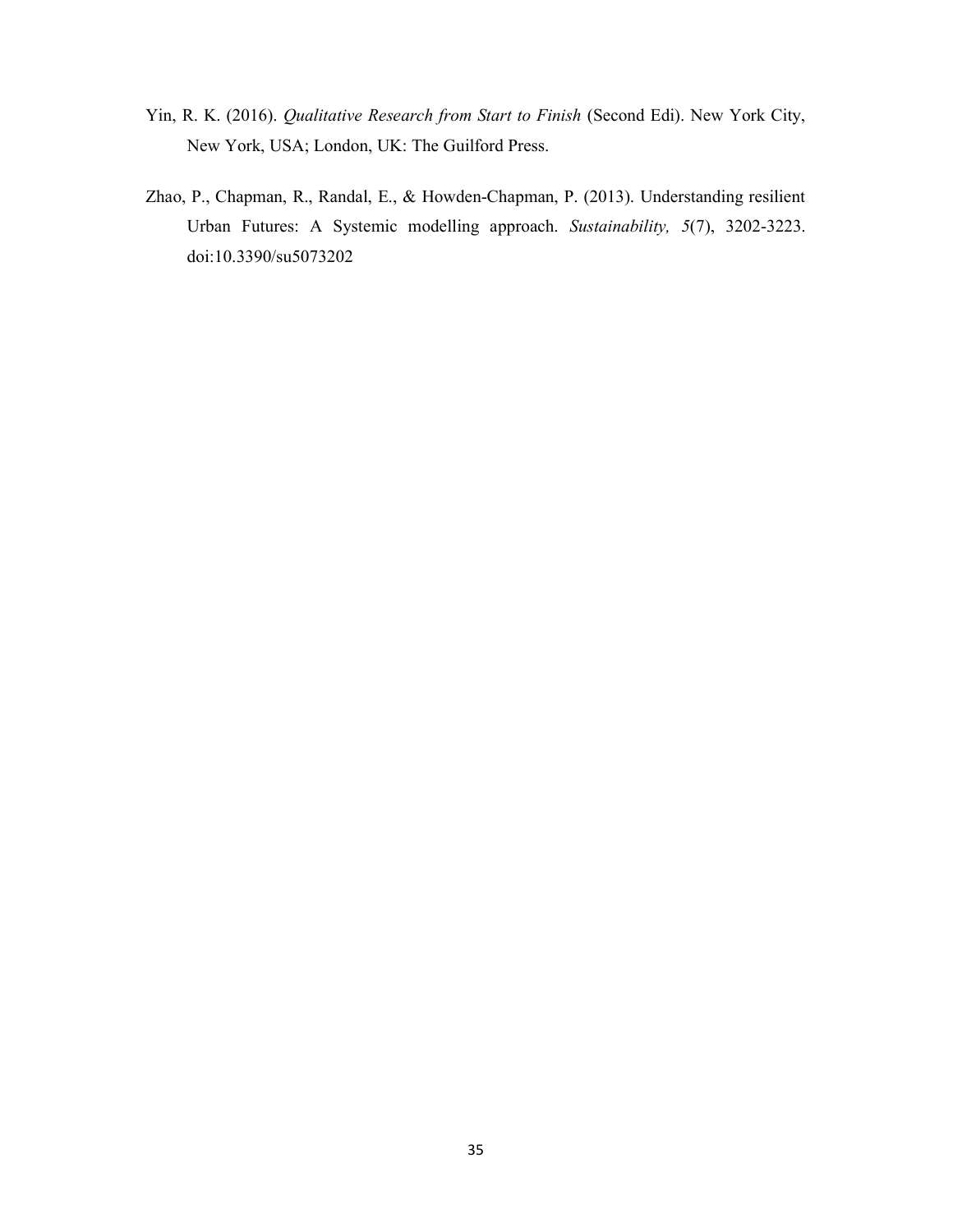Yin, R. K. (2016). *Qualitative Research from Start to Finish* (Second Edi). New York City, New York, USA; London, UK: The Guilford Press.

Zhao, P., Chapman, R., Randal, E., & Howden-Chapman, P. (2013). Understanding resilient Urban Futures: A Systemic modelling approach. *Sustainability, 5*(7), 3202-3223. doi:10.3390/su5073202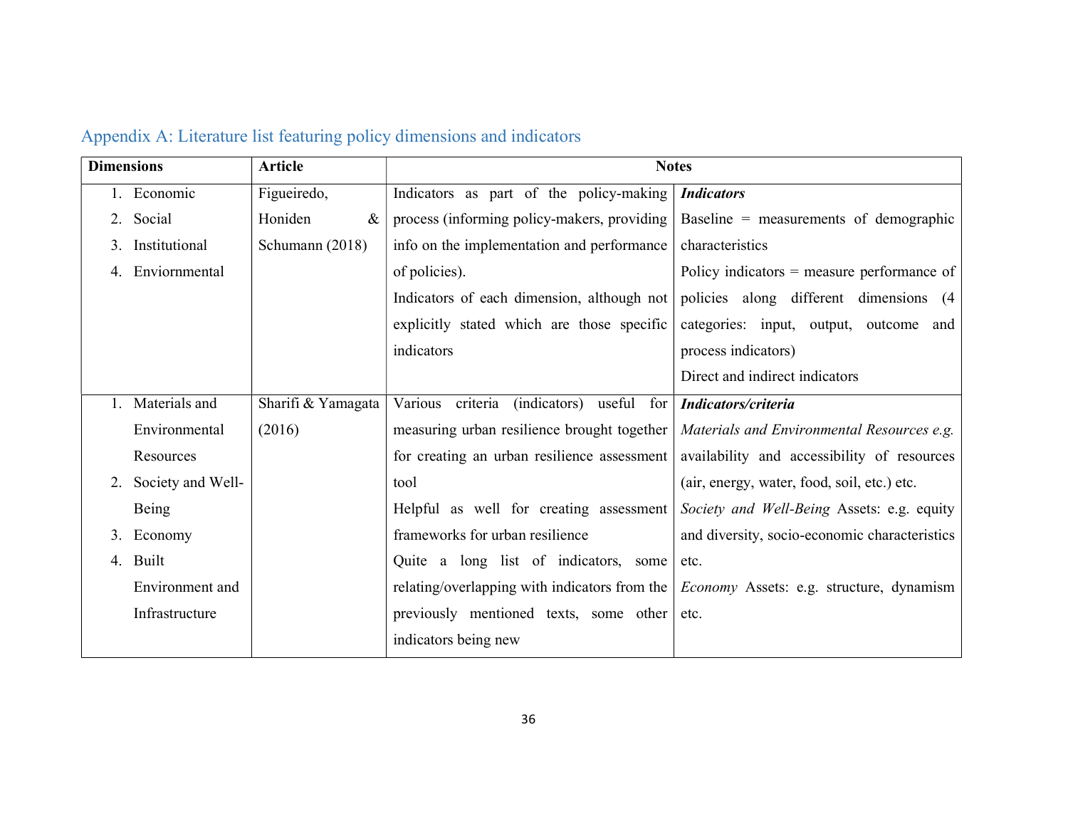## Appendix A: Literature list featuring policy dimensions and indicators

| Dimensions | Article | Notes | |
|---|---|---|---|
| 1. Economic<br>2. Social<br>3. Institutional<br>4. Enviornmental | Figueiredo, Honiden & Schumann (2018) | Indicators as part of the policy-making process (informing policy-makers, providing info on the implementation and performance of policies).<br>Indicators of each dimension, although not explicitly stated which are those specific indicators | ***Indicators***<br>Baseline = measurements of demographic characteristics<br>Policy indicators = measure performance of policies along different dimensions (4 categories: input, output, outcome and process indicators)<br>Direct and indirect indicators |
| 1. Materials and Environmental Resources<br>2. Society and Well-Being<br>3. Economy<br>4. Built Environment and Infrastructure | Sharifi & Yamagata (2016) | Various criteria (indicators) useful for measuring urban resilience brought together for creating an urban resilience assessment tool<br>Helpful as well for creating assessment frameworks for urban resilience<br>Quite a long list of indicators, some relating/overlapping with indicators from the previously mentioned texts, some other indicators being new | ***Indicators/criteria***<br>*Materials and Environmental Resources e.g.* availability and accessibility of resources (air, energy, water, food, soil, etc.) etc.<br>*Society and Well-Being* Assets: e.g. equity and diversity, socio-economic characteristics etc.<br>*Economy* Assets: e.g. structure, dynamism etc. |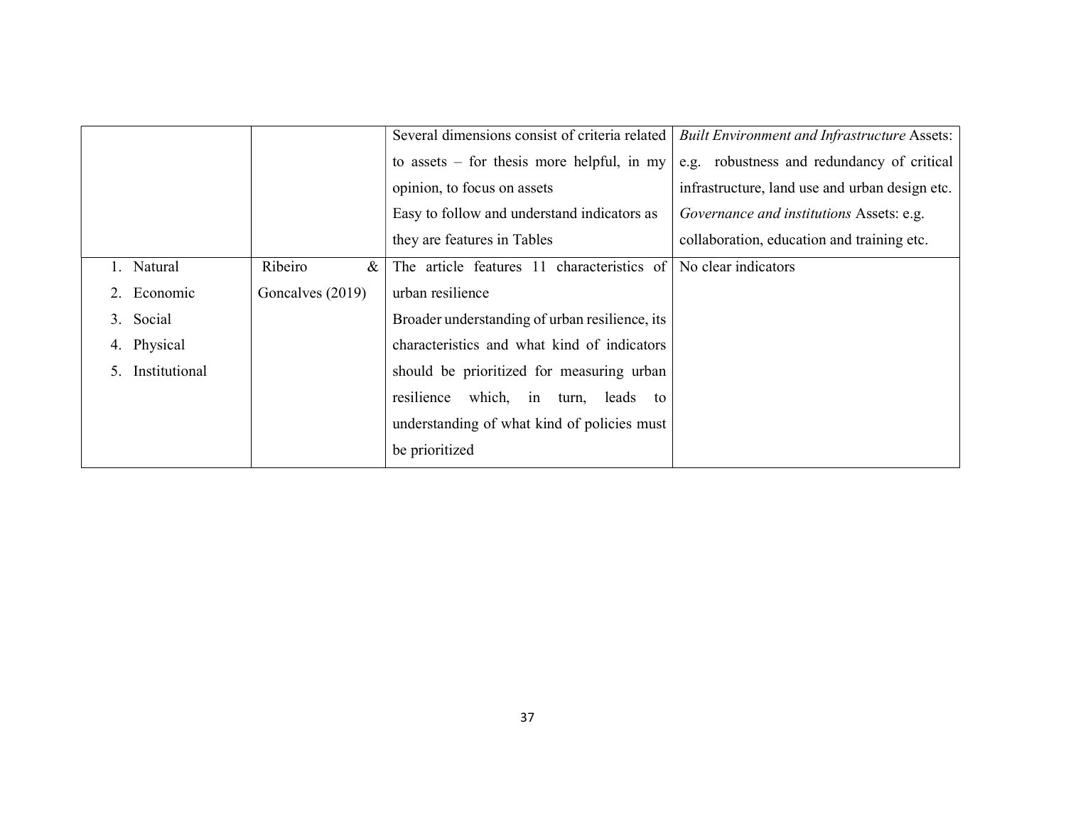| | | | |
|---|---|---|---|
| | | Several dimensions consist of criteria related to assets – for thesis more helpful, in my opinion, to focus on assets<br>Easy to follow and understand indicators as they are features in Tables | *Built Environment and Infrastructure* Assets: e.g. robustness and redundancy of critical infrastructure, land use and urban design etc.<br>*Governance and institutions* Assets: e.g. collaboration, education and training etc. |
| 1. Natural<br>2. Economic<br>3. Social<br>4. Physical<br>5. Institutional | Ribeiro & Goncalves (2019) | The article features 11 characteristics of urban resilience<br>Broader understanding of urban resilience, its characteristics and what kind of indicators should be prioritized for measuring urban resilience which, in turn, leads to understanding of what kind of policies must be prioritized | No clear indicators |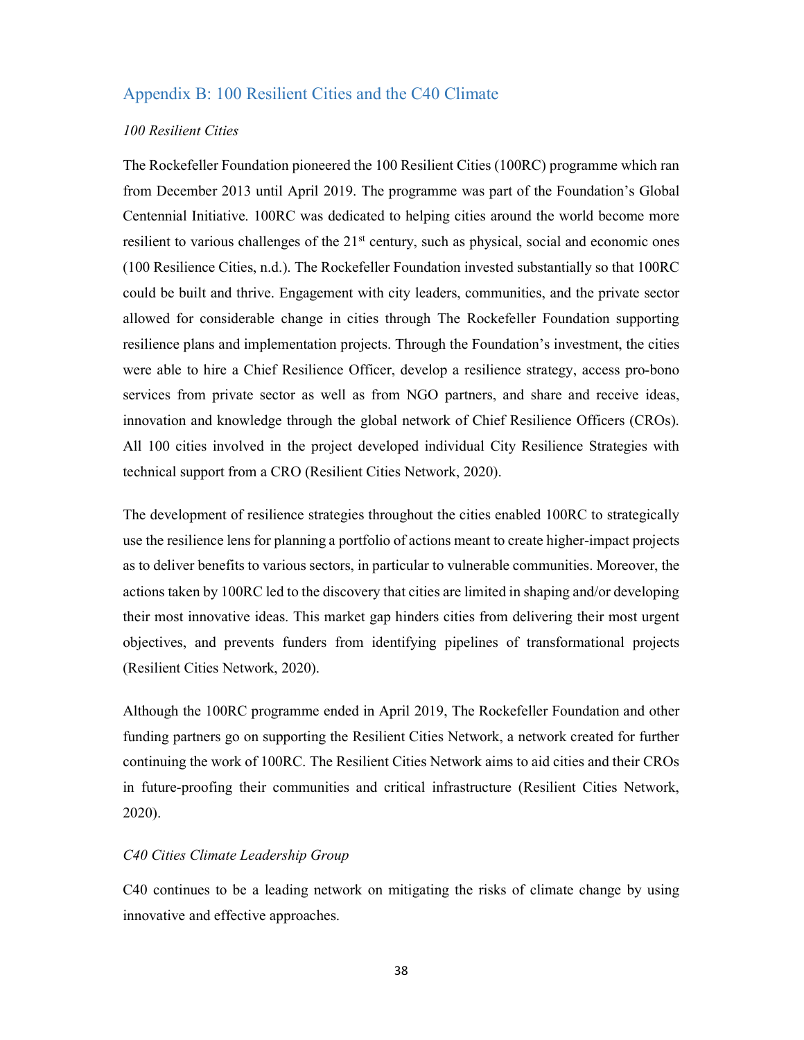## Appendix B: 100 Resilient Cities and the C40 Climate

*100 Resilient Cities*

The Rockefeller Foundation pioneered the 100 Resilient Cities (100RC) programme which ran from December 2013 until April 2019. The programme was part of the Foundation's Global Centennial Initiative. 100RC was dedicated to helping cities around the world become more resilient to various challenges of the 21st century, such as physical, social and economic ones (100 Resilience Cities, n.d.). The Rockefeller Foundation invested substantially so that 100RC could be built and thrive. Engagement with city leaders, communities, and the private sector allowed for considerable change in cities through The Rockefeller Foundation supporting resilience plans and implementation projects. Through the Foundation's investment, the cities were able to hire a Chief Resilience Officer, develop a resilience strategy, access pro-bono services from private sector as well as from NGO partners, and share and receive ideas, innovation and knowledge through the global network of Chief Resilience Officers (CROs). All 100 cities involved in the project developed individual City Resilience Strategies with technical support from a CRO (Resilient Cities Network, 2020).

The development of resilience strategies throughout the cities enabled 100RC to strategically use the resilience lens for planning a portfolio of actions meant to create higher-impact projects as to deliver benefits to various sectors, in particular to vulnerable communities. Moreover, the actions taken by 100RC led to the discovery that cities are limited in shaping and/or developing their most innovative ideas. This market gap hinders cities from delivering their most urgent objectives, and prevents funders from identifying pipelines of transformational projects (Resilient Cities Network, 2020).

Although the 100RC programme ended in April 2019, The Rockefeller Foundation and other funding partners go on supporting the Resilient Cities Network, a network created for further continuing the work of 100RC. The Resilient Cities Network aims to aid cities and their CROs in future-proofing their communities and critical infrastructure (Resilient Cities Network, 2020).

*C40 Cities Climate Leadership Group*

C40 continues to be a leading network on mitigating the risks of climate change by using innovative and effective approaches.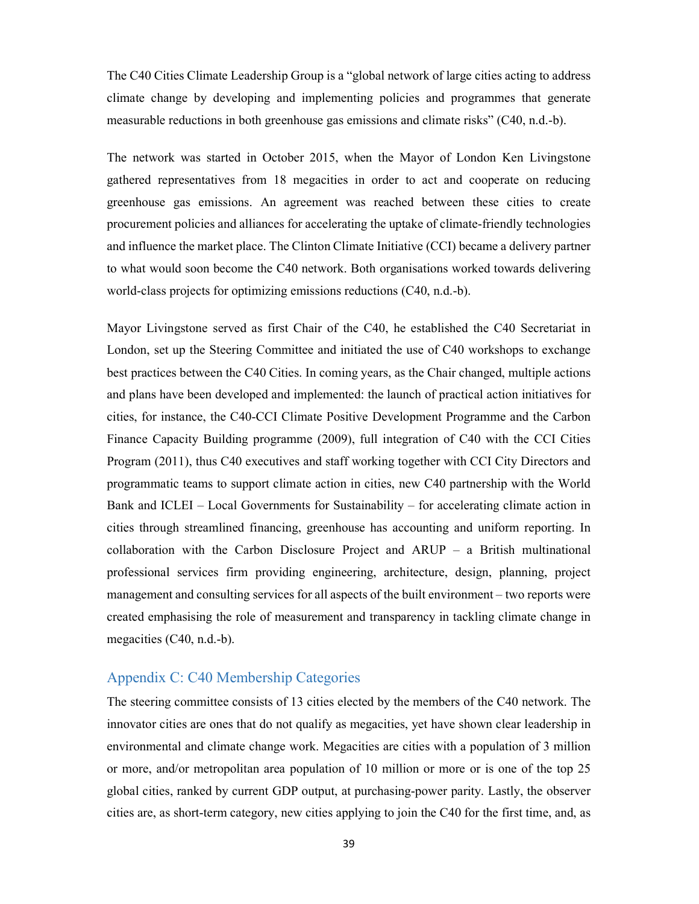The C40 Cities Climate Leadership Group is a "global network of large cities acting to address climate change by developing and implementing policies and programmes that generate measurable reductions in both greenhouse gas emissions and climate risks" (C40, n.d.-b).

The network was started in October 2015, when the Mayor of London Ken Livingstone gathered representatives from 18 megacities in order to act and cooperate on reducing greenhouse gas emissions. An agreement was reached between these cities to create procurement policies and alliances for accelerating the uptake of climate-friendly technologies and influence the market place. The Clinton Climate Initiative (CCI) became a delivery partner to what would soon become the C40 network. Both organisations worked towards delivering world-class projects for optimizing emissions reductions (C40, n.d.-b).

Mayor Livingstone served as first Chair of the C40, he established the C40 Secretariat in London, set up the Steering Committee and initiated the use of C40 workshops to exchange best practices between the C40 Cities. In coming years, as the Chair changed, multiple actions and plans have been developed and implemented: the launch of practical action initiatives for cities, for instance, the C40-CCI Climate Positive Development Programme and the Carbon Finance Capacity Building programme (2009), full integration of C40 with the CCI Cities Program (2011), thus C40 executives and staff working together with CCI City Directors and programmatic teams to support climate action in cities, new C40 partnership with the World Bank and ICLEI – Local Governments for Sustainability – for accelerating climate action in cities through streamlined financing, greenhouse has accounting and uniform reporting. In collaboration with the Carbon Disclosure Project and ARUP – a British multinational professional services firm providing engineering, architecture, design, planning, project management and consulting services for all aspects of the built environment – two reports were created emphasising the role of measurement and transparency in tackling climate change in megacities (C40, n.d.-b).

## Appendix C: C40 Membership Categories

The steering committee consists of 13 cities elected by the members of the C40 network. The innovator cities are ones that do not qualify as megacities, yet have shown clear leadership in environmental and climate change work. Megacities are cities with a population of 3 million or more, and/or metropolitan area population of 10 million or more or is one of the top 25 global cities, ranked by current GDP output, at purchasing-power parity. Lastly, the observer cities are, as short-term category, new cities applying to join the C40 for the first time, and, as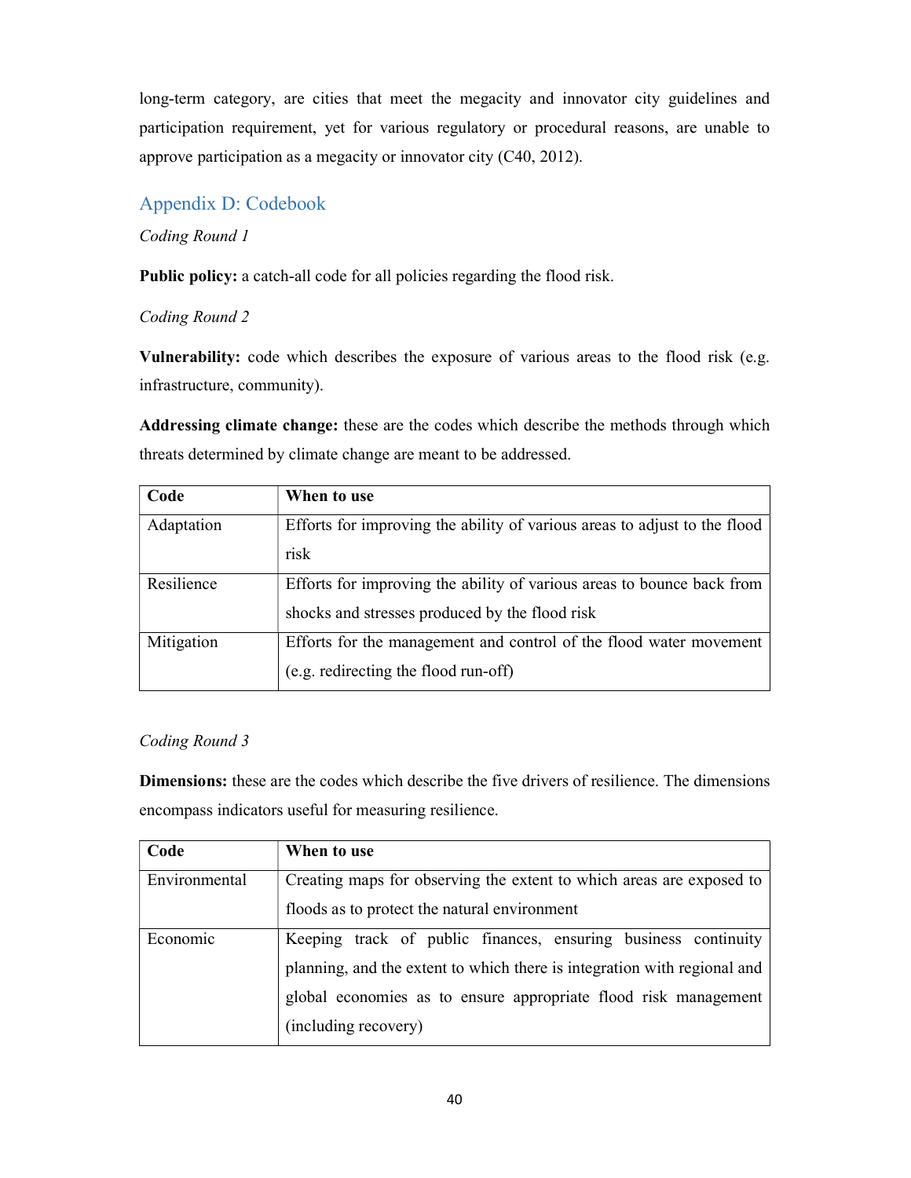long-term category, are cities that meet the megacity and innovator city guidelines and participation requirement, yet for various regulatory or procedural reasons, are unable to approve participation as a megacity or innovator city (C40, 2012).

## Appendix D: Codebook

*Coding Round 1*

**Public policy:** a catch-all code for all policies regarding the flood risk.

*Coding Round 2*

**Vulnerability:** code which describes the exposure of various areas to the flood risk (e.g. infrastructure, community).

**Addressing climate change:** these are the codes which describe the methods through which threats determined by climate change are meant to be addressed.

| Code | When to use |
|---|---|
| Adaptation | Efforts for improving the ability of various areas to adjust to the flood risk |
| Resilience | Efforts for improving the ability of various areas to bounce back from shocks and stresses produced by the flood risk |
| Mitigation | Efforts for the management and control of the flood water movement (e.g. redirecting the flood run-off) |

*Coding Round 3*

**Dimensions:** these are the codes which describe the five drivers of resilience. The dimensions encompass indicators useful for measuring resilience.

| Code | When to use |
|---|---|
| Environmental | Creating maps for observing the extent to which areas are exposed to floods as to protect the natural environment |
| Economic | Keeping track of public finances, ensuring business continuity planning, and the extent to which there is integration with regional and global economies as to ensure appropriate flood risk management (including recovery) |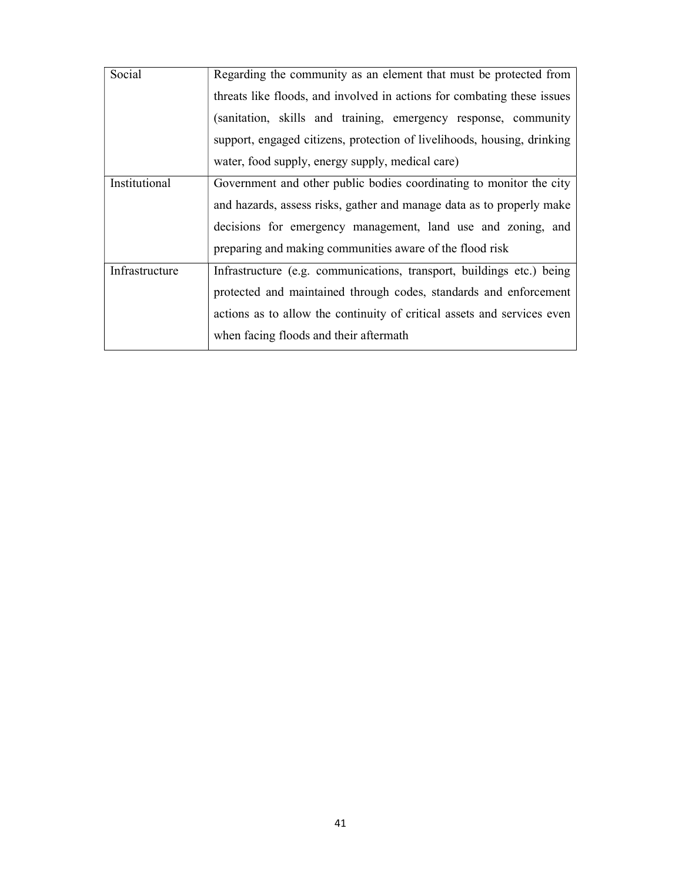| | |
|---|---|
| Social | Regarding the community as an element that must be protected from threats like floods, and involved in actions for combating these issues (sanitation, skills and training, emergency response, community support, engaged citizens, protection of livelihoods, housing, drinking water, food supply, energy supply, medical care) |
| Institutional | Government and other public bodies coordinating to monitor the city and hazards, assess risks, gather and manage data as to properly make decisions for emergency management, land use and zoning, and preparing and making communities aware of the flood risk |
| Infrastructure | Infrastructure (e.g. communications, transport, buildings etc.) being protected and maintained through codes, standards and enforcement actions as to allow the continuity of critical assets and services even when facing floods and their aftermath |